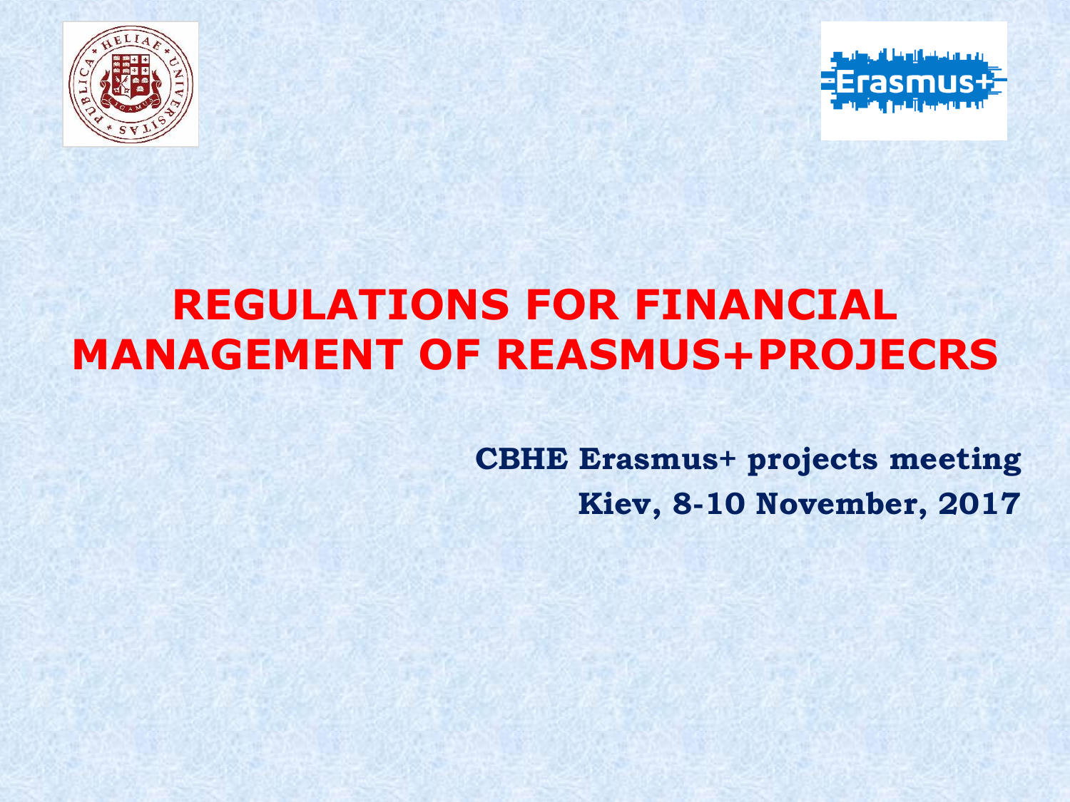# REGULATIONS FOR FINANCIAL MANAGEMENT OF REASMUS+PROJECRS

**CBHE Erasmus+ projects meeting**

**Kiev, 8-10 November, 2017**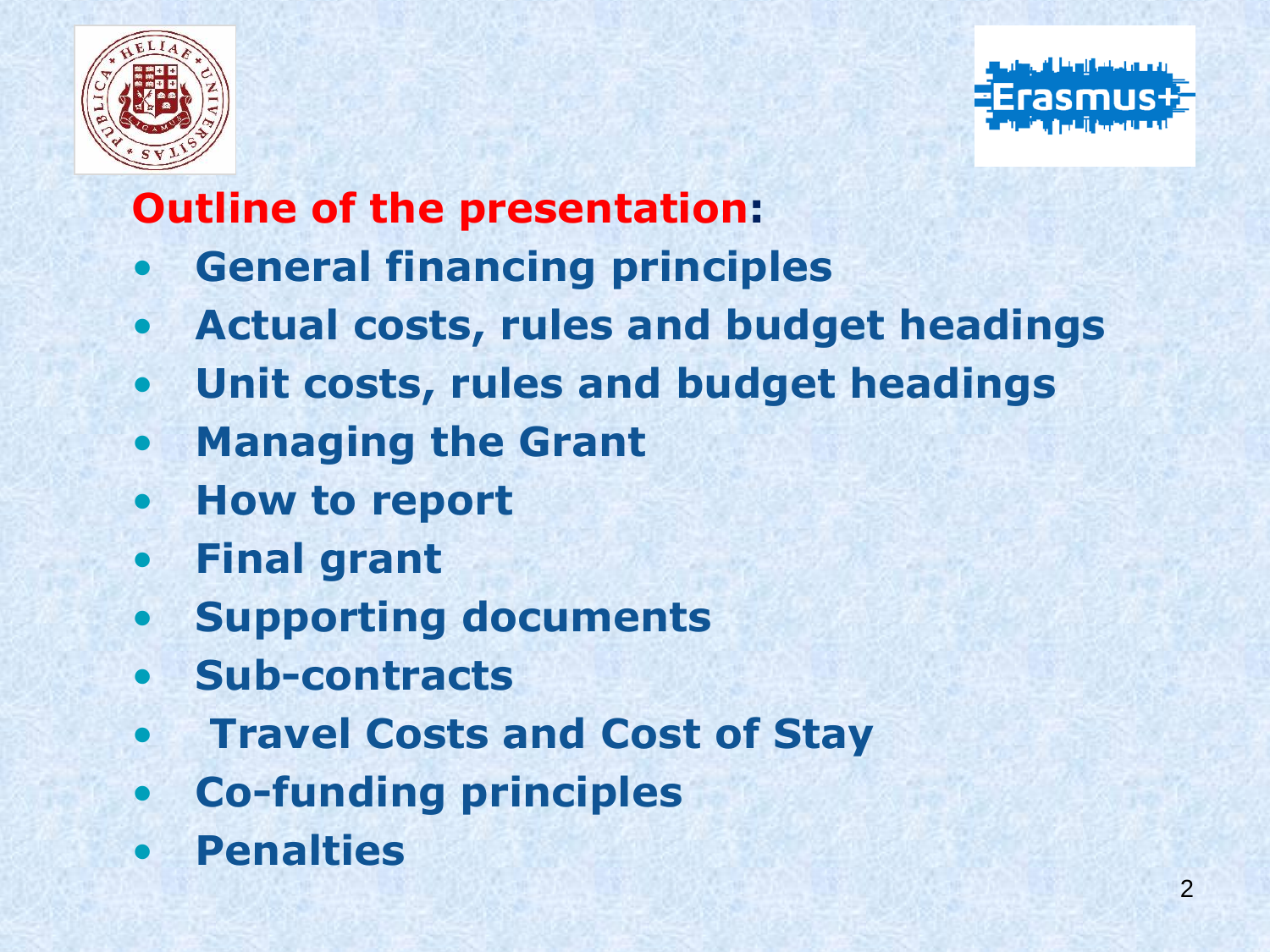## **Outline of the presentation:**

- **General financing principles**
- **Actual costs, rules and budget headings**
- **Unit costs, rules and budget headings**
- **Managing the Grant**
- **How to report**
- **Final grant**
- **Supporting documents**
- **Sub-contracts**
- **Travel Costs and Cost of Stay**
- **Co-funding principles**
- **Penalties**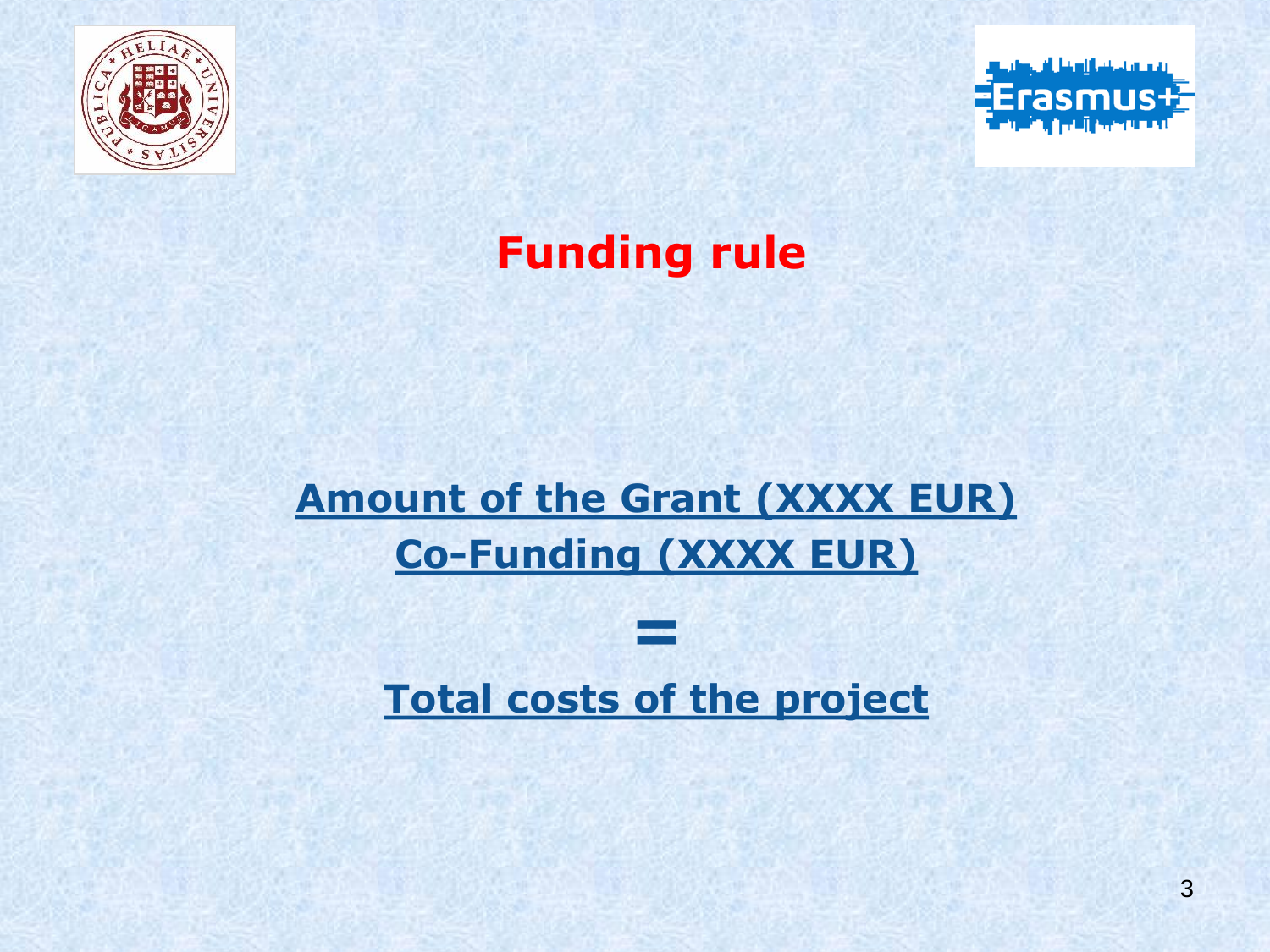# Funding rule

**Amount of the Grant (XXXX EUR)**

**Co-Funding (XXXX EUR)**

**=**

**Total costs of the project**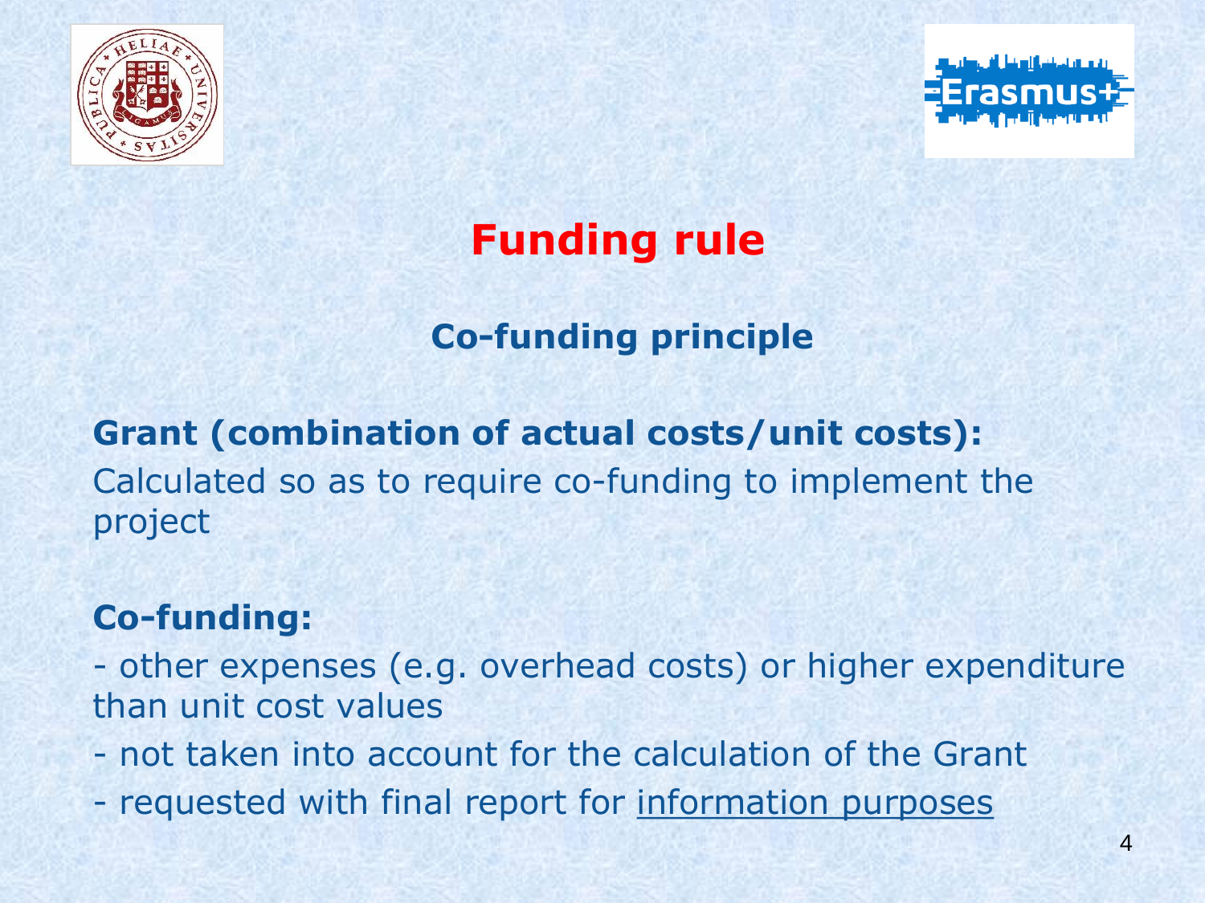# Funding rule

## Co-funding principle

**Grant (combination of actual costs/unit costs):**
Calculated so as to require co-funding to implement the project

**Co-funding:**

- other expenses (e.g. overhead costs) or higher expenditure than unit cost values
- not taken into account for the calculation of the Grant
- requested with final report for information purposes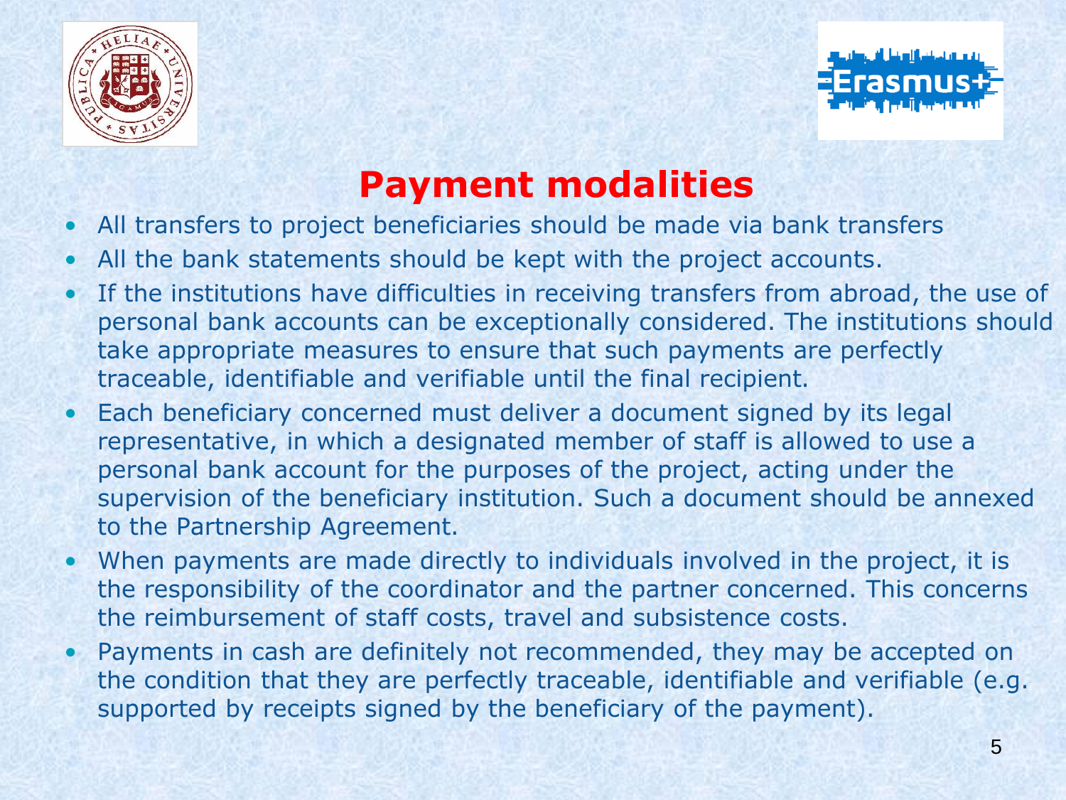# Payment modalities

- All transfers to project beneficiaries should be made via bank transfers
- All the bank statements should be kept with the project accounts.
- If the institutions have difficulties in receiving transfers from abroad, the use of personal bank accounts can be exceptionally considered. The institutions should take appropriate measures to ensure that such payments are perfectly traceable, identifiable and verifiable until the final recipient.
- Each beneficiary concerned must deliver a document signed by its legal representative, in which a designated member of staff is allowed to use a personal bank account for the purposes of the project, acting under the supervision of the beneficiary institution. Such a document should be annexed to the Partnership Agreement.
- When payments are made directly to individuals involved in the project, it is the responsibility of the coordinator and the partner concerned. This concerns the reimbursement of staff costs, travel and subsistence costs.
- Payments in cash are definitely not recommended, they may be accepted on the condition that they are perfectly traceable, identifiable and verifiable (e.g. supported by receipts signed by the beneficiary of the payment).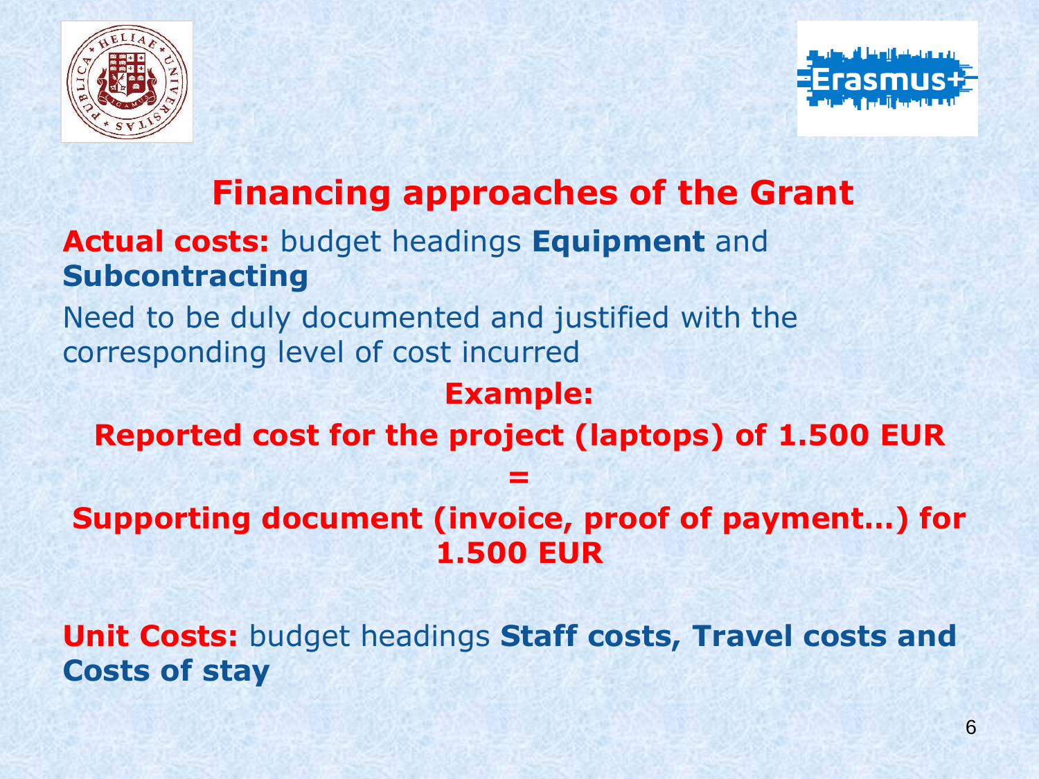# Financing approaches of the Grant

**Actual costs:** budget headings **Equipment** and **Subcontracting**

Need to be duly documented and justified with the corresponding level of cost incurred

**Example:**

**Reported cost for the project (laptops) of 1.500 EUR**

**=**

**Supporting document (invoice, proof of payment…) for 1.500 EUR**

**Unit Costs:** budget headings **Staff costs, Travel costs and Costs of stay**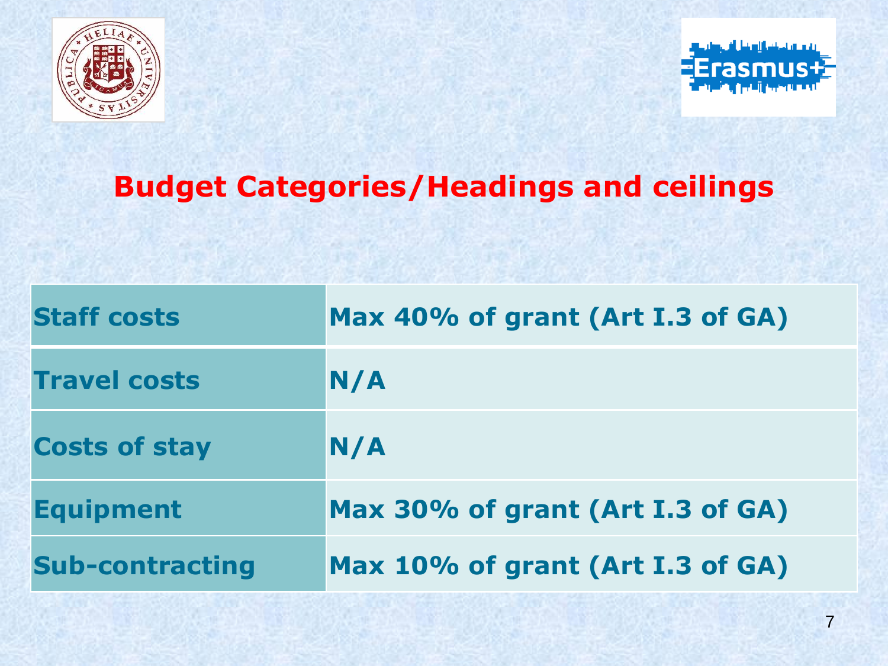## Budget Categories/Headings and ceilings

| Category | Ceiling |
|---|---|
| **Staff costs** | **Max 40% of grant (Art I.3 of GA)** |
| **Travel costs** | **N/A** |
| **Costs of stay** | **N/A** |
| **Equipment** | **Max 30% of grant (Art I.3 of GA)** |
| **Sub-contracting** | **Max 10% of grant (Art I.3 of GA)** |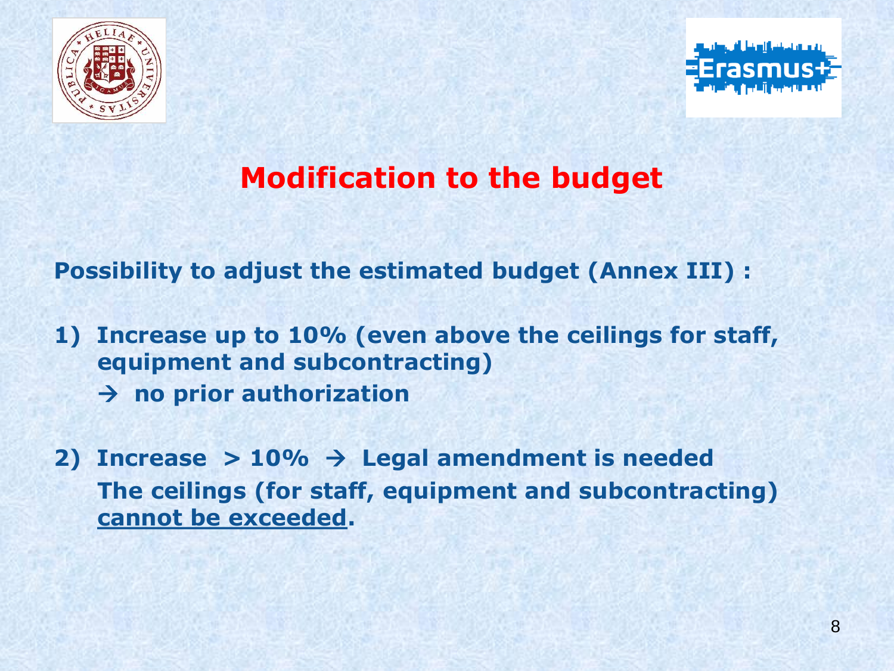# Modification to the budget

**Possibility to adjust the estimated budget (Annex III) :**

1) **Increase up to 10% (even above the ceilings for staff, equipment and subcontracting)**
   **→ no prior authorization**

2) **Increase > 10% → Legal amendment is needed**
   **The ceilings (for staff, equipment and subcontracting) <u>cannot be exceeded</u>.**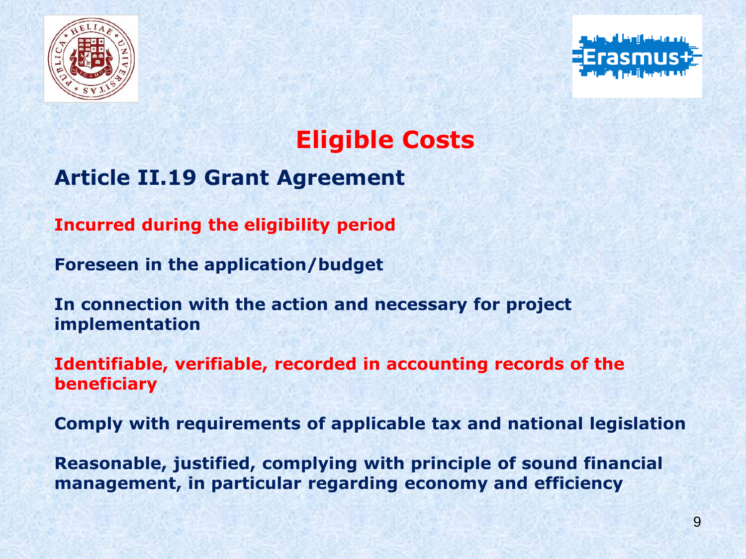# Eligible Costs

## Article II.19 Grant Agreement

**Incurred during the eligibility period**

**Foreseen in the application/budget**

**In connection with the action and necessary for project implementation**

**Identifiable, verifiable, recorded in accounting records of the beneficiary**

**Comply with requirements of applicable tax and national legislation**

**Reasonable, justified, complying with principle of sound financial management, in particular regarding economy and efficiency**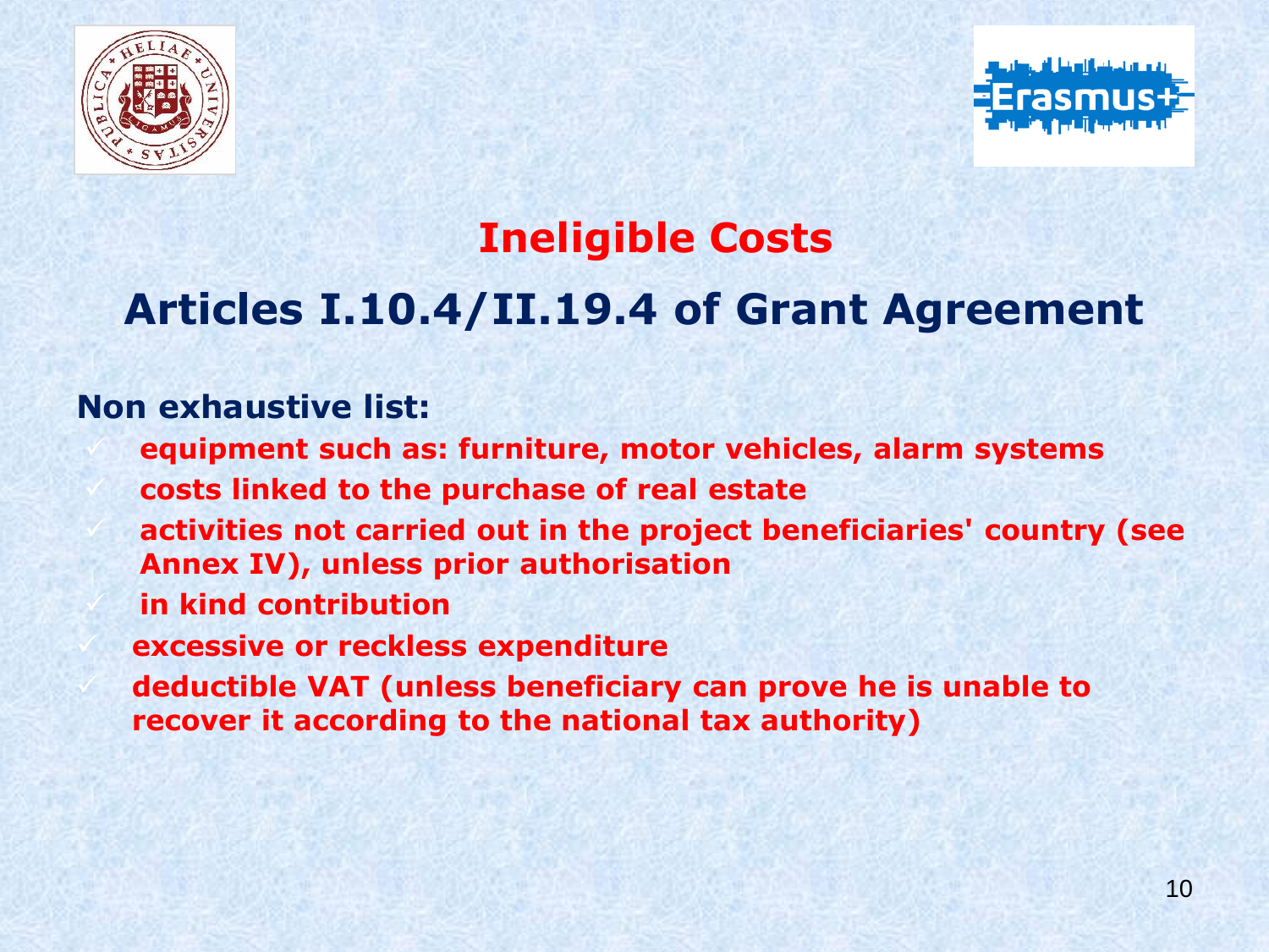# Ineligible Costs

## Articles I.10.4/II.19.4 of Grant Agreement

**Non exhaustive list:**

- **equipment such as: furniture, motor vehicles, alarm systems**
- **costs linked to the purchase of real estate**
- **activities not carried out in the project beneficiaries' country (see Annex IV), unless prior authorisation**
- **in kind contribution**
- **excessive or reckless expenditure**
- **deductible VAT (unless beneficiary can prove he is unable to recover it according to the national tax authority)**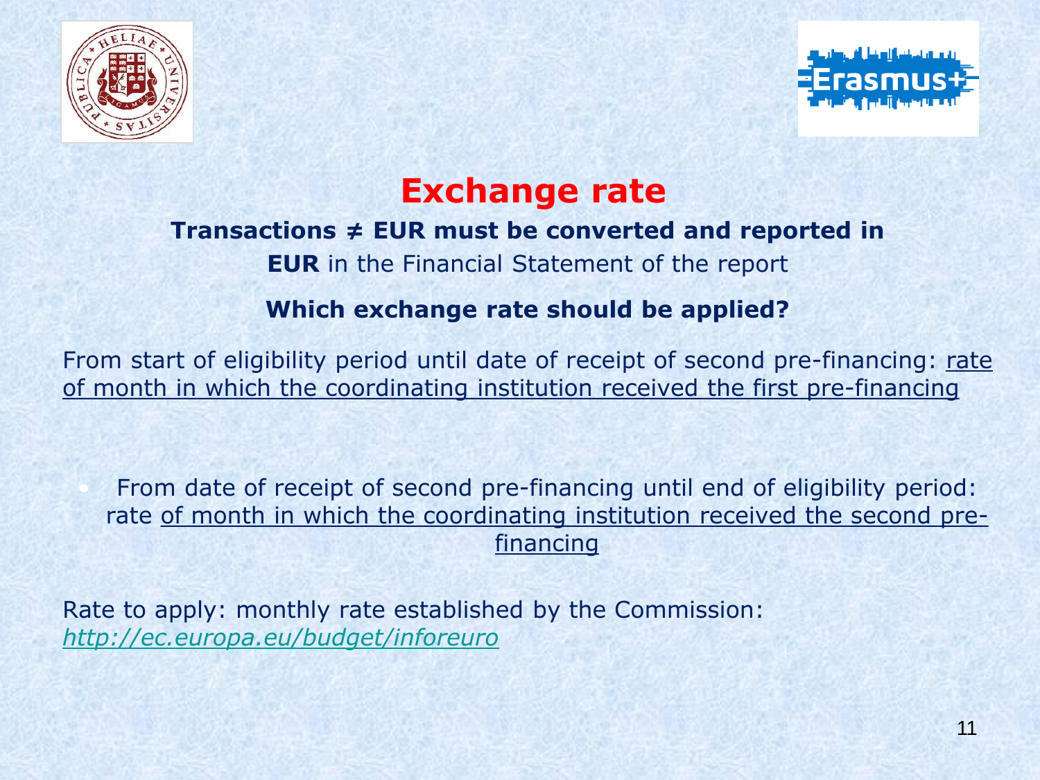# Exchange rate

**Transactions ≠ EUR must be converted and reported in EUR** in the Financial Statement of the report

**Which exchange rate should be applied?**

From start of eligibility period until date of receipt of second pre-financing: rate of month in which the coordinating institution received the first pre-financing

- From date of receipt of second pre-financing until end of eligibility period: rate of month in which the coordinating institution received the second pre-financing

Rate to apply: monthly rate established by the Commission: *http://ec.europa.eu/budget/inforeuro*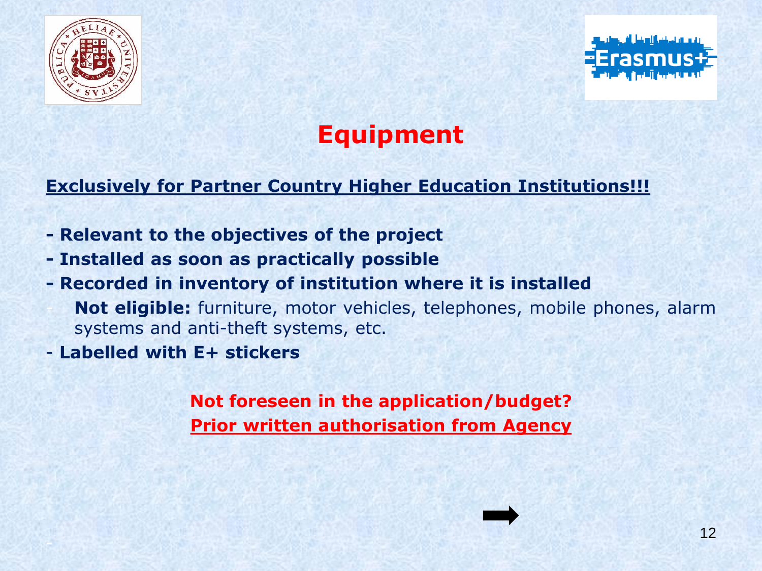# Equipment

**Exclusively for Partner Country Higher Education Institutions!!!**

- **Relevant to the objectives of the project**
- **Installed as soon as practically possible**
- **Recorded in inventory of institution where it is installed**
  - **Not eligible:** furniture, motor vehicles, telephones, mobile phones, alarm systems and anti-theft systems, etc.
- **Labelled with E+ stickers**

**Not foreseen in the application/budget?**
**Prior written authorisation from Agency**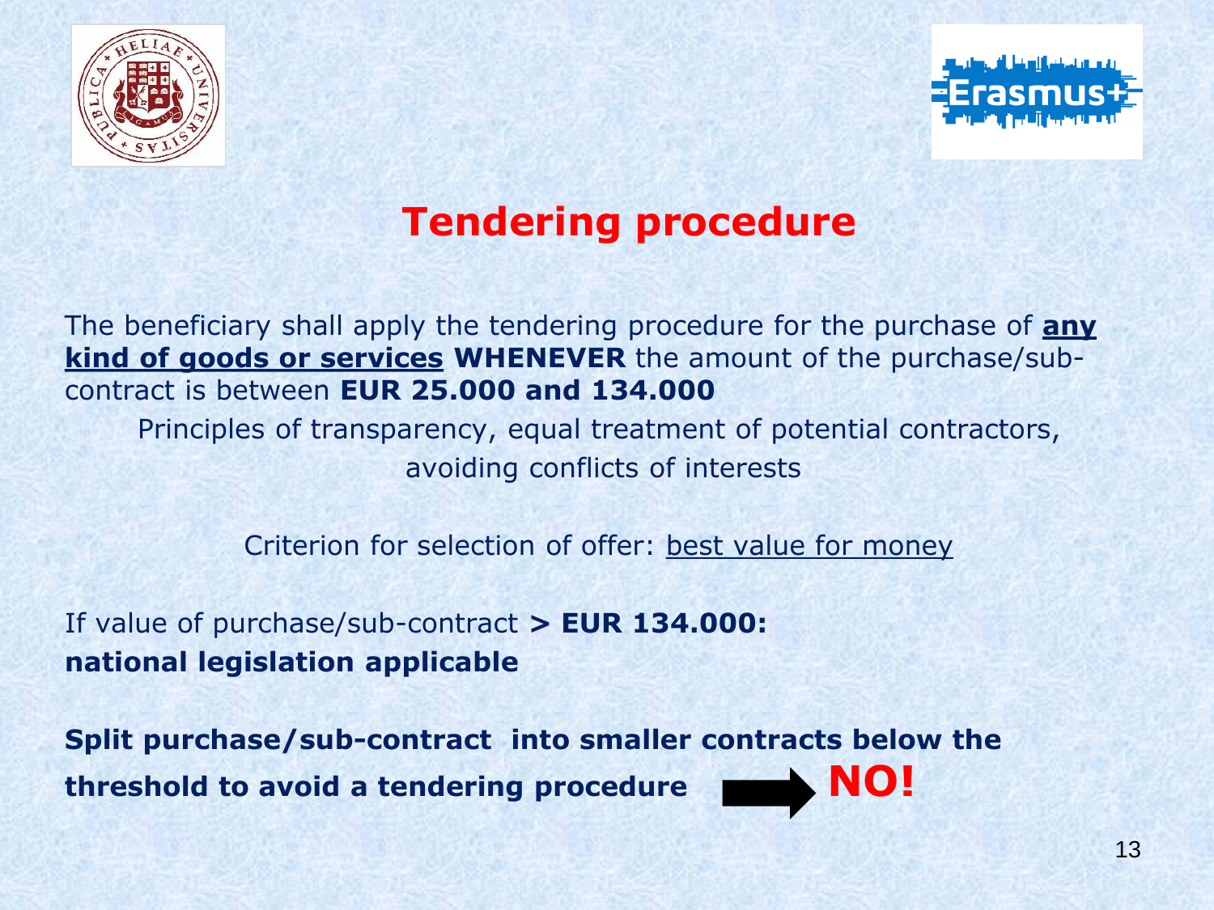# Tendering procedure

The beneficiary shall apply the tendering procedure for the purchase of **any kind of goods or services** **WHENEVER** the amount of the purchase/sub-contract is between **EUR 25.000 and 134.000**

Principles of transparency, equal treatment of potential contractors, avoiding conflicts of interests

Criterion for selection of offer: best value for money

If value of purchase/sub-contract **> EUR 134.000: national legislation applicable**

**Split purchase/sub-contract into smaller contracts below the threshold to avoid a tendering procedure** → **NO!**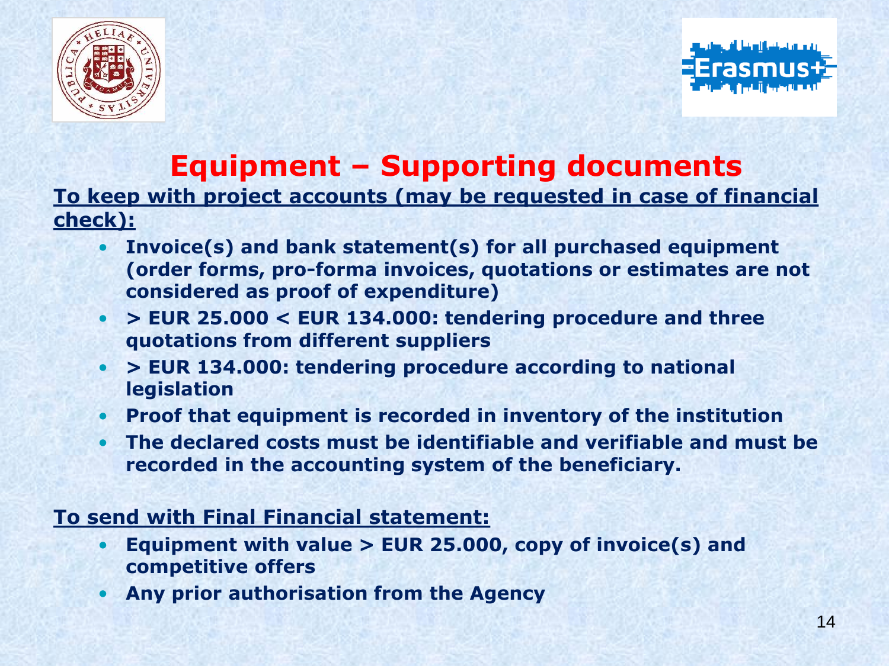# Equipment – Supporting documents

**To keep with project accounts (may be requested in case of financial check):**

- **Invoice(s) and bank statement(s) for all purchased equipment (order forms, pro-forma invoices, quotations or estimates are not considered as proof of expenditure)**
- **> EUR 25.000 < EUR 134.000: tendering procedure and three quotations from different suppliers**
- **> EUR 134.000: tendering procedure according to national legislation**
- **Proof that equipment is recorded in inventory of the institution**
- **The declared costs must be identifiable and verifiable and must be recorded in the accounting system of the beneficiary.**

**To send with Final Financial statement:**

- **Equipment with value > EUR 25.000, copy of invoice(s) and competitive offers**
- **Any prior authorisation from the Agency**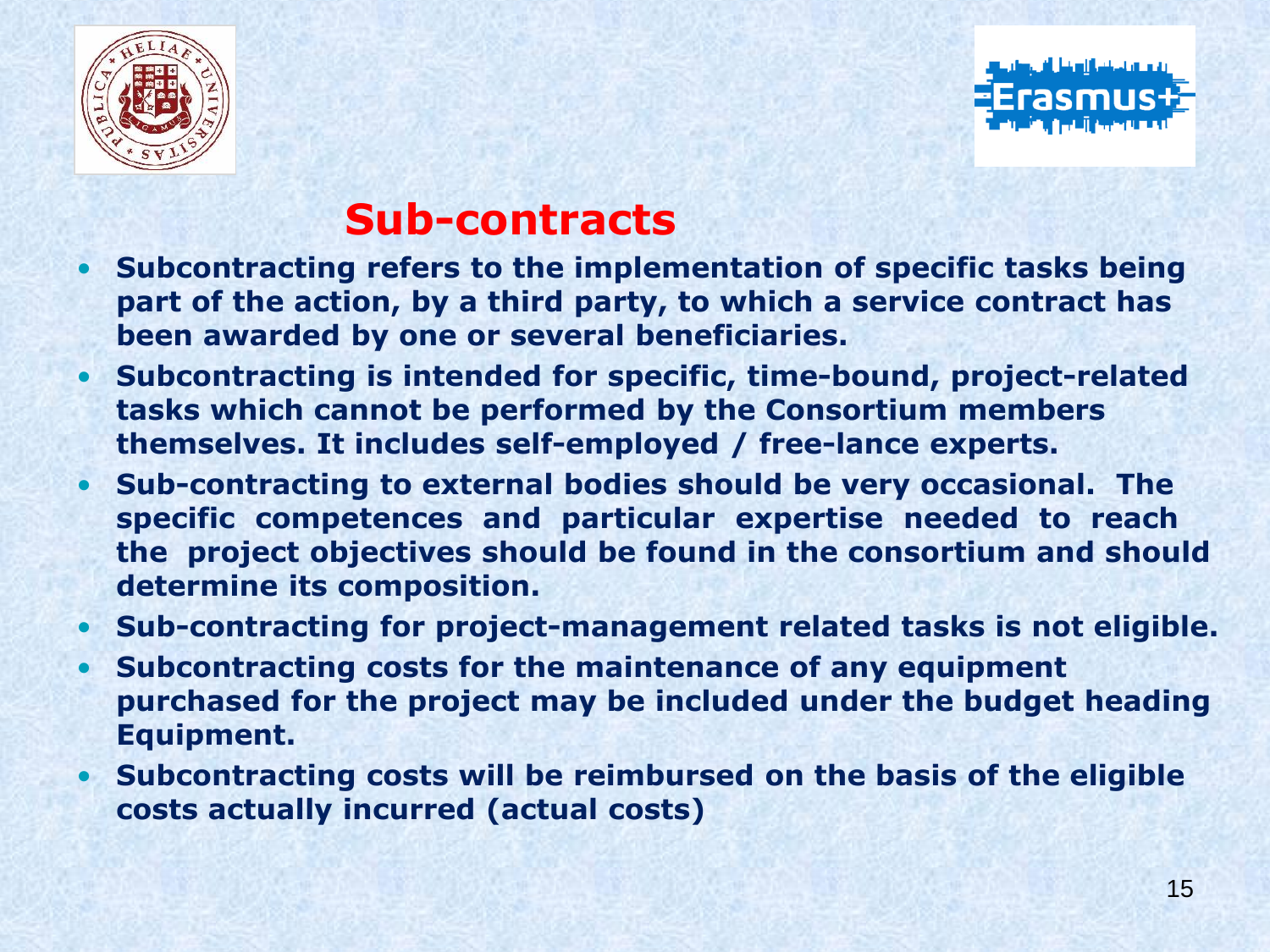## Sub-contracts

- **Subcontracting refers to the implementation of specific tasks being part of the action, by a third party, to which a service contract has been awarded by one or several beneficiaries.**
- **Subcontracting is intended for specific, time-bound, project-related tasks which cannot be performed by the Consortium members themselves. It includes self-employed / free-lance experts.**
- **Sub-contracting to external bodies should be very occasional. The specific competences and particular expertise needed to reach the project objectives should be found in the consortium and should determine its composition.**
- **Sub-contracting for project-management related tasks is not eligible.**
- **Subcontracting costs for the maintenance of any equipment purchased for the project may be included under the budget heading Equipment.**
- **Subcontracting costs will be reimbursed on the basis of the eligible costs actually incurred (actual costs)**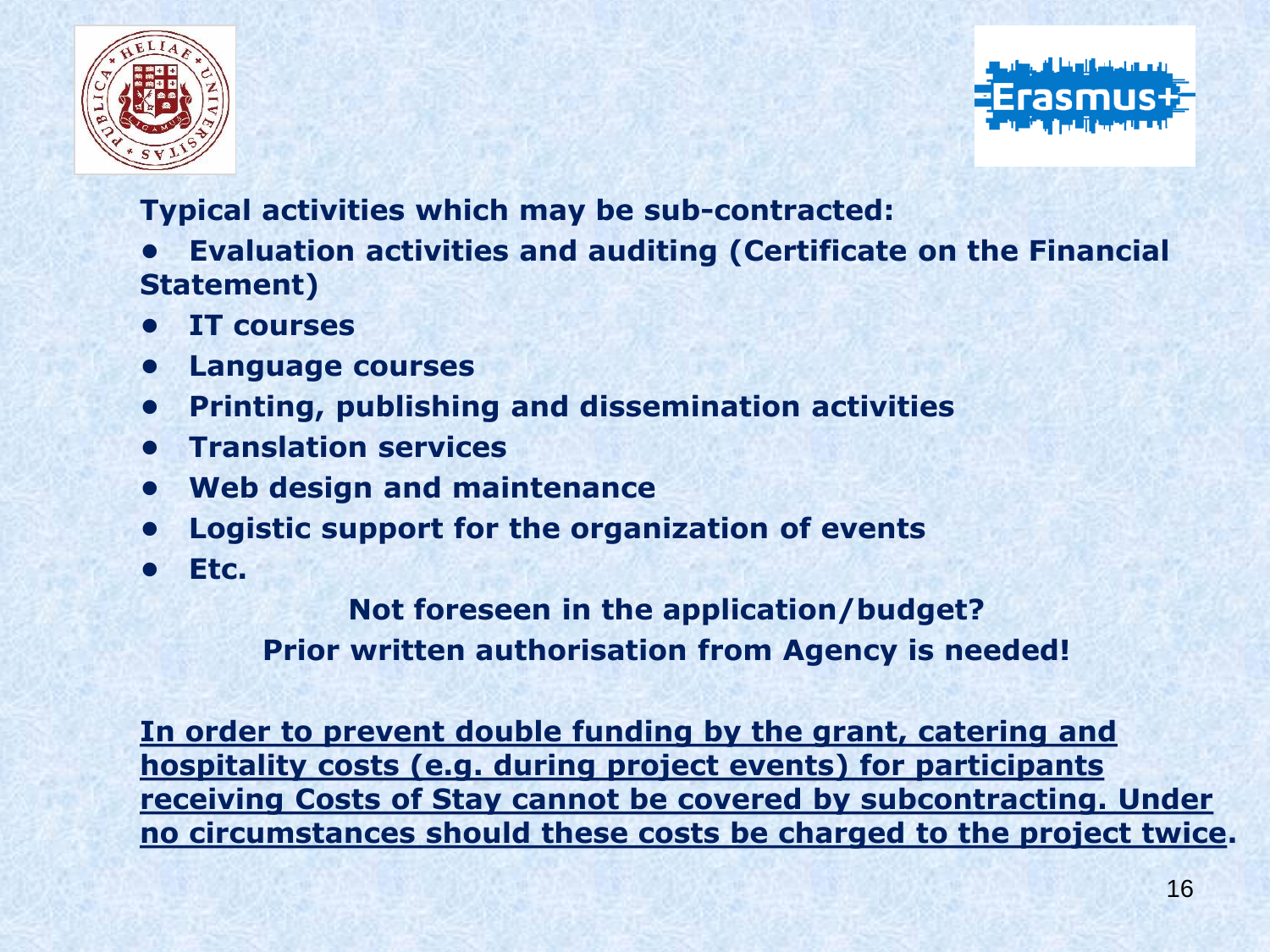**Typical activities which may be sub-contracted:**

- **Evaluation activities and auditing (Certificate on the Financial Statement)**
- **IT courses**
- **Language courses**
- **Printing, publishing and dissemination activities**
- **Translation services**
- **Web design and maintenance**
- **Logistic support for the organization of events**
- **Etc.**

**Not foreseen in the application/budget?**

**Prior written authorisation from Agency is needed!**

**<u>In order to prevent double funding by the grant, catering and hospitality costs (e.g. during project events) for participants receiving Costs of Stay cannot be covered by subcontracting. Under no circumstances should these costs be charged to the project twice</u>.**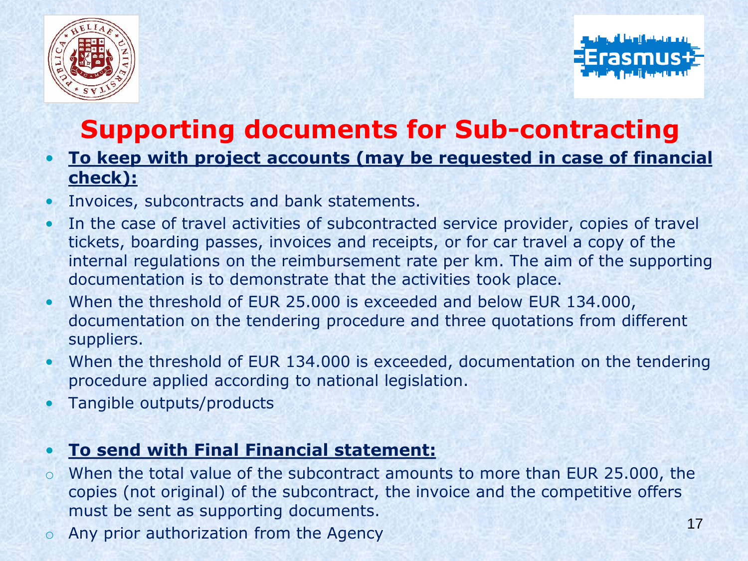# Supporting documents for Sub-contracting

- **To keep with project accounts (may be requested in case of financial check):**
- Invoices, subcontracts and bank statements.
- In the case of travel activities of subcontracted service provider, copies of travel tickets, boarding passes, invoices and receipts, or for car travel a copy of the internal regulations on the reimbursement rate per km. The aim of the supporting documentation is to demonstrate that the activities took place.
- When the threshold of EUR 25.000 is exceeded and below EUR 134.000, documentation on the tendering procedure and three quotations from different suppliers.
- When the threshold of EUR 134.000 is exceeded, documentation on the tendering procedure applied according to national legislation.
- Tangible outputs/products

- **To send with Final Financial statement:**
  - When the total value of the subcontract amounts to more than EUR 25.000, the copies (not original) of the subcontract, the invoice and the competitive offers must be sent as supporting documents.
  - Any prior authorization from the Agency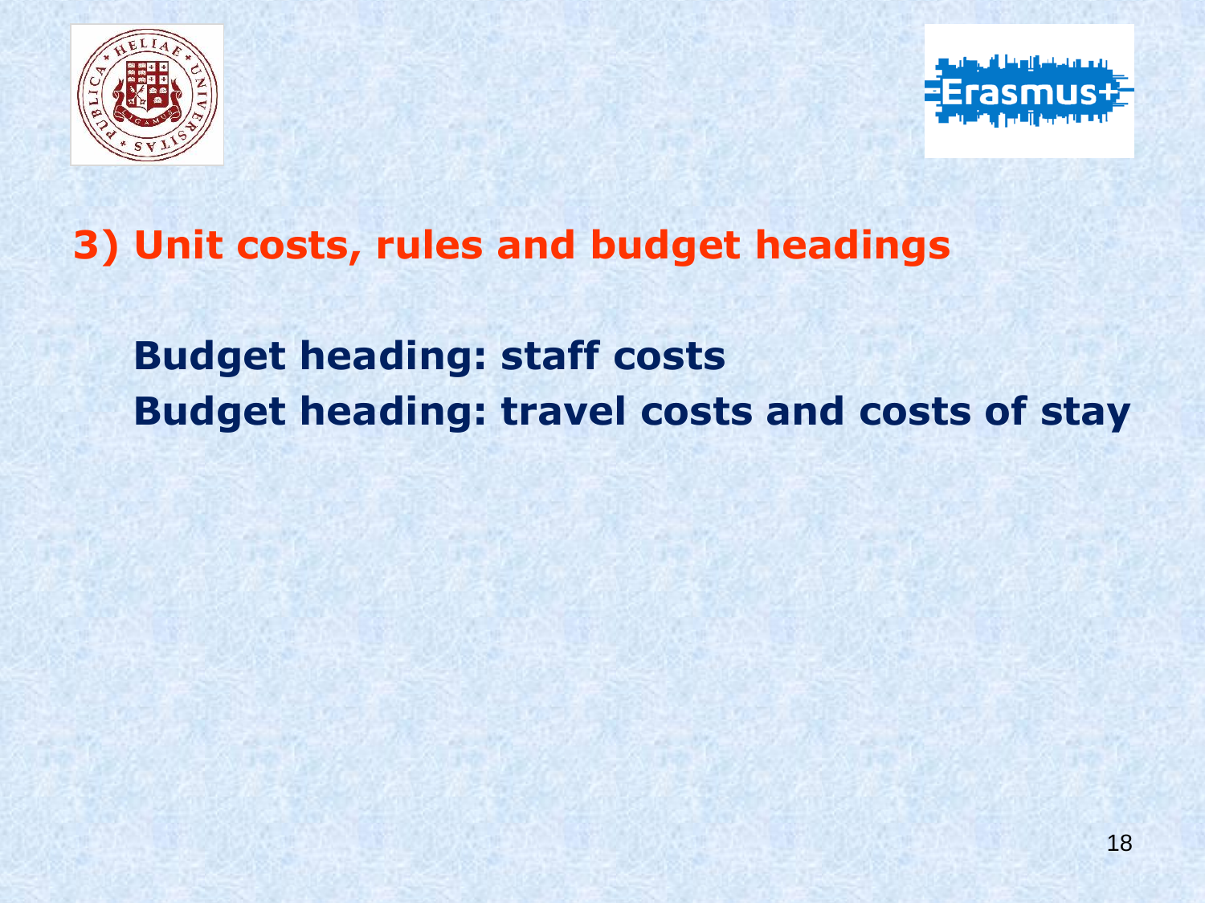## 3) Unit costs, rules and budget headings

**Budget heading: staff costs**
**Budget heading: travel costs and costs of stay**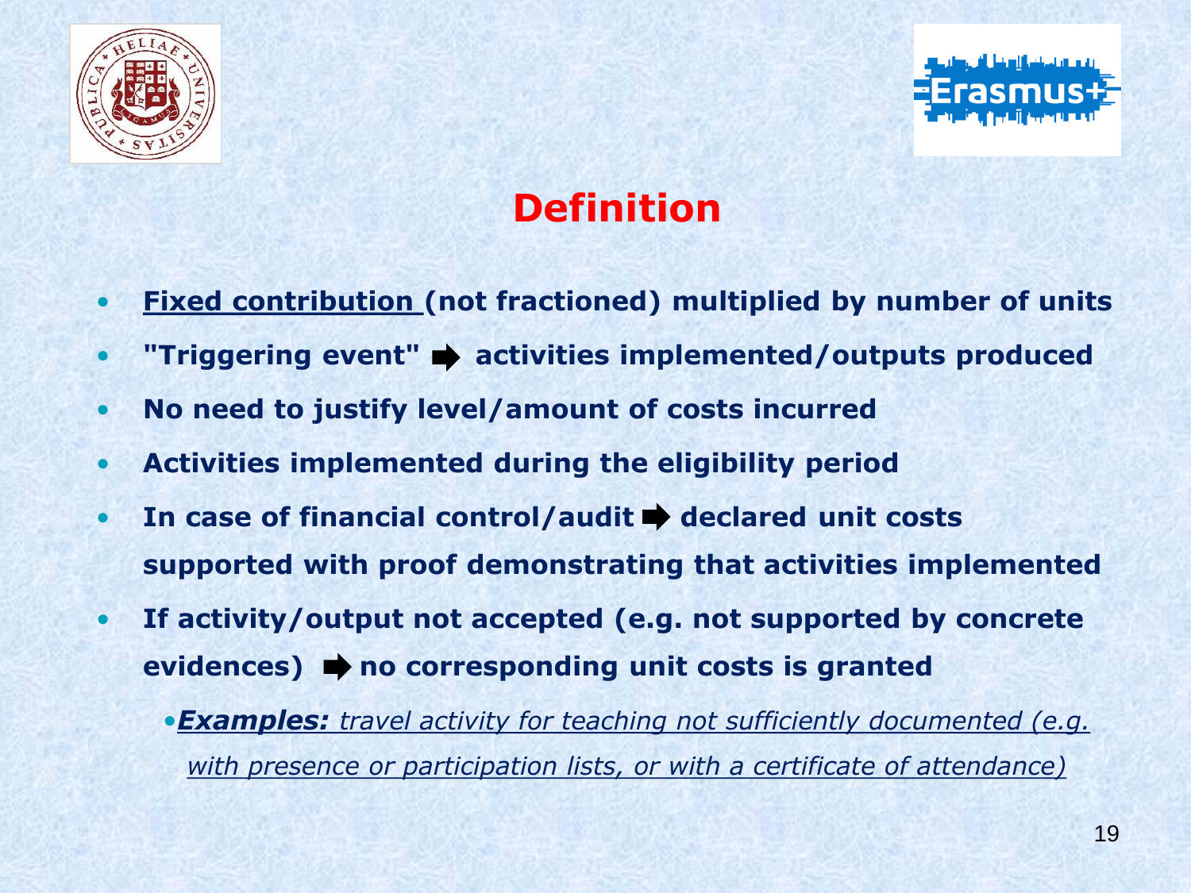# Definition

- **<u>Fixed contribution</u> (not fractioned) multiplied by number of units**
- **"Triggering event" ➡ activities implemented/outputs produced**
- **No need to justify level/amount of costs incurred**
- **Activities implemented during the eligibility period**
- **In case of financial control/audit ➡ declared unit costs supported with proof demonstrating that activities implemented**
- **If activity/output not accepted (e.g. not supported by concrete evidences) ➡ no corresponding unit costs is granted**
  - ***<u>Examples:</u>*** *<u>travel activity for teaching not sufficiently documented (e.g. with presence or participation lists, or with a certificate of attendance)</u>*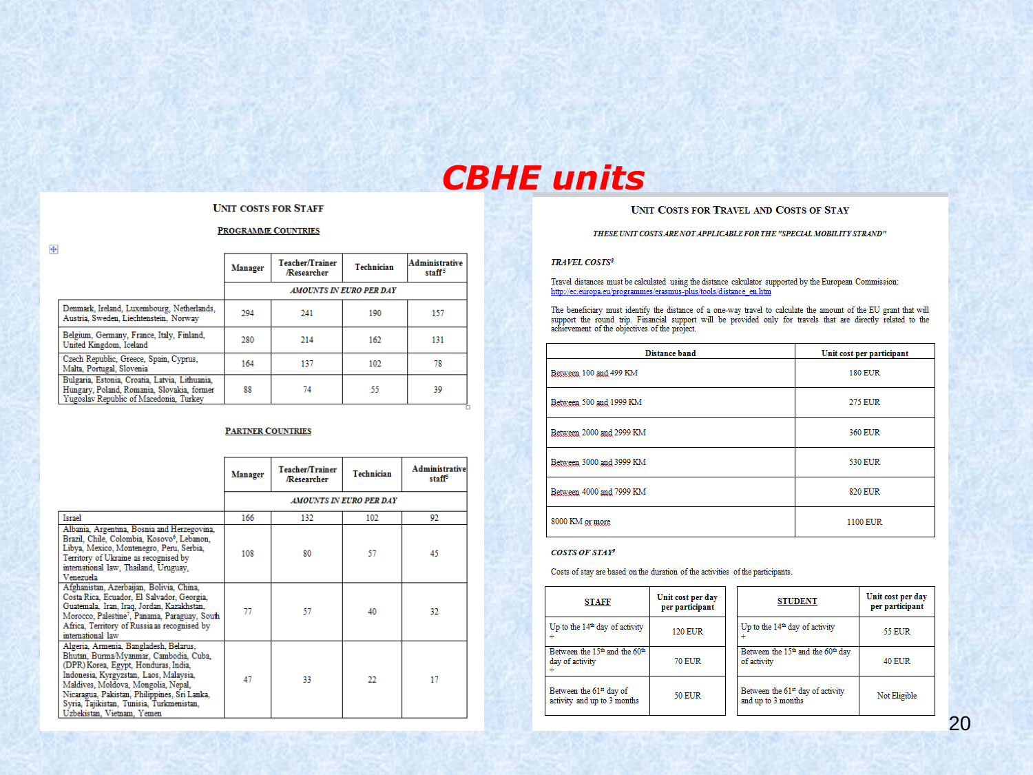# CBHE units

## Unit costs for Staff

### PROGRAMME COUNTRIES

| | Manager | Teacher/Trainer /Researcher | Technician | Administrative staff[5] |
|---|---|---|---|---|
| | *AMOUNTS IN EURO PER DAY* | | | |
| Denmark, Ireland, Luxembourg, Netherlands, Austria, Sweden, Liechtenstein, Norway | 294 | 241 | 190 | 157 |
| Belgium, Germany, France, Italy, Finland, United Kingdom, Iceland | 280 | 214 | 162 | 131 |
| Czech Republic, Greece, Spain, Cyprus, Malta, Portugal, Slovenia | 164 | 137 | 102 | 78 |
| Bulgaria, Estonia, Croatia, Latvia, Lithuania, Hungary, Poland, Romania, Slovakia, former Yugoslav Republic of Macedonia, Turkey | 88 | 74 | 55 | 39 |

### PARTNER COUNTRIES

| | Manager | Teacher/Trainer /Researcher | Technician | Administrative staff[5] |
|---|---|---|---|---|
| | *AMOUNTS IN EURO PER DAY* | | | |
| Israel | 166 | 132 | 102 | 92 |
| Albania, Argentina, Bosnia and Herzegovina, Brazil, Chile, Colombia, Kosovo[6], Lebanon, Libya, Mexico, Montenegro, Peru, Serbia, Territory of Ukraine as recognised by international law, Thailand, Uruguay, Venezuela | 108 | 80 | 57 | 45 |
| Afghanistan, Azerbaijan, Bolivia, China, Costa Rica, Ecuador, El Salvador, Georgia, Guatemala, Iran, Iraq, Jordan, Kazakhstan, Morocco, Palestine[7], Panama, Paraguay, South Africa, Territory of Russia as recognised by international law | 77 | 57 | 40 | 32 |
| Algeria, Armenia, Bangladesh, Belarus, Bhutan, Burma/Myanmar, Cambodia, Cuba, (DPR) Korea, Egypt, Honduras, India, Indonesia, Kyrgyzstan, Laos, Malaysia, Maldives, Moldova, Mongolia, Nepal, Nicaragua, Pakistan, Philippines, Sri Lanka, Syria, Tajikistan, Tunisia, Turkmenistan, Uzbekistan, Vietnam, Yemen | 47 | 33 | 22 | 17 |

## Unit Costs for Travel and Costs of Stay

*THESE UNIT COSTS ARE NOT APPLICABLE FOR THE "SPECIAL MOBILITY STRAND"*

### *TRAVEL COSTS*[8]

Travel distances must be calculated using the distance calculator supported by the European Commission: http://ec.europa.eu/programmes/erasmus-plus/tools/distance_en.htm

The beneficiary must identify the distance of a one-way travel to calculate the amount of the EU grant that will support the round trip. Financial support will be provided only for travels that are directly related to the achievement of the objectives of the project.

| Distance band | Unit cost per participant |
|---|---|
| Between 100 and 499 KM | 180 EUR |
| Between 500 and 1999 KM | 275 EUR |
| Between 2000 and 2999 KM | 360 EUR |
| Between 3000 and 3999 KM | 530 EUR |
| Between 4000 and 7999 KM | 820 EUR |
| 8000 KM or more | 1100 EUR |

### *COSTS OF STAY*[9]

Costs of stay are based on the duration of the activities of the participants.

| STAFF | Unit cost per day per participant |
|---|---|
| Up to the 14th day of activity + | 120 EUR |
| Between the 15th and the 60th day of activity + | 70 EUR |
| Between the 61st day of activity and up to 3 months | 50 EUR |

| STUDENT | Unit cost per day per participant |
|---|---|
| Up to the 14th day of activity + | 55 EUR |
| Between the 15th and the 60th day of activity | 40 EUR |
| Between the 61st day of activity and up to 3 months | Not Eligible |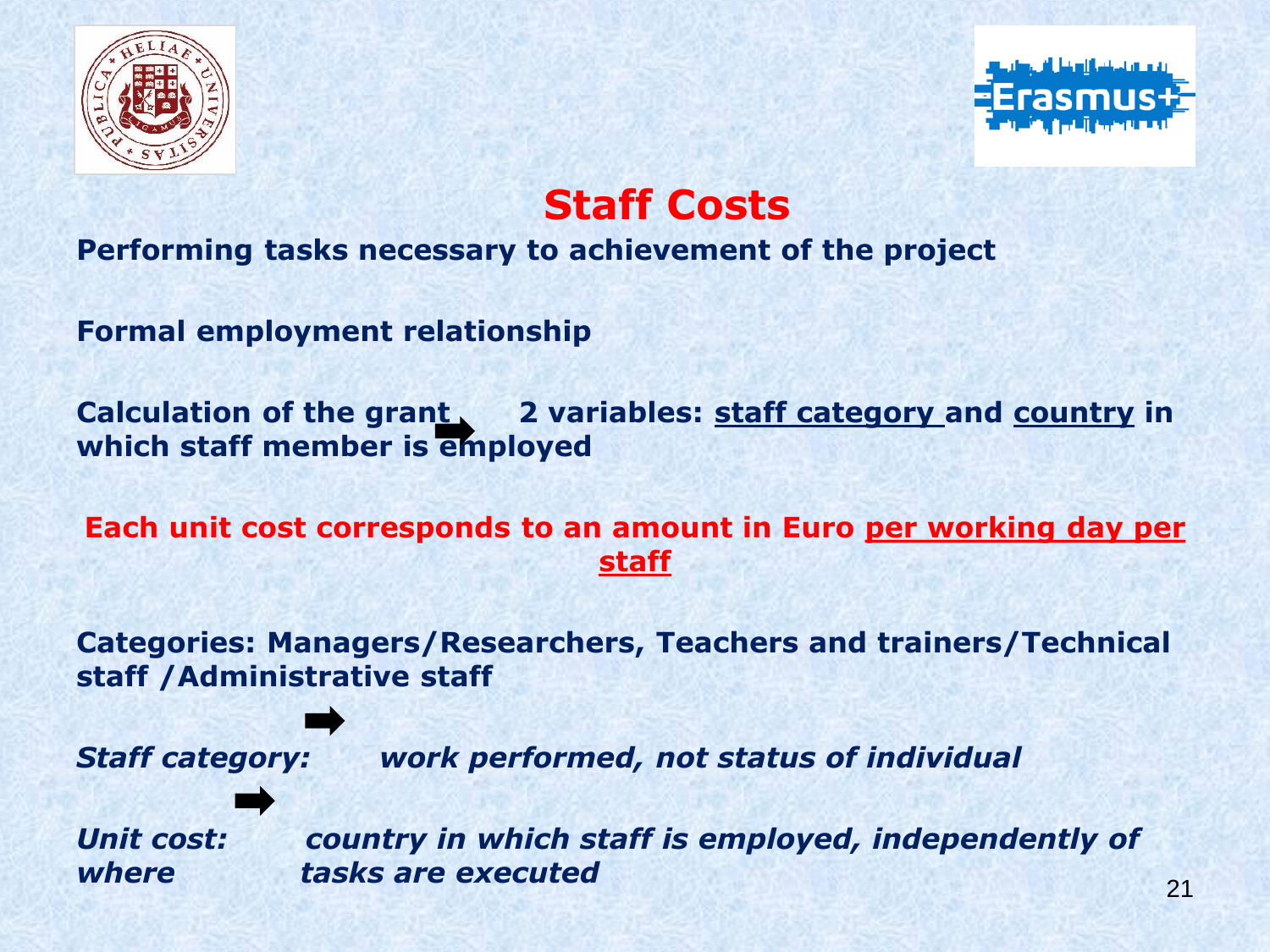# Staff Costs

**Performing tasks necessary to achievement of the project**

**Formal employment relationship**

**Calculation of the grant ➡ 2 variables: staff category and country in which staff member is employed**

**Each unit cost corresponds to an amount in Euro per working day per staff**

**Categories: Managers/Researchers, Teachers and trainers/Technical staff /Administrative staff**

***Staff category:*** ➡ ***work performed, not status of individual***

***Unit cost:*** ➡ ***country in which staff is employed, independently of where tasks are executed***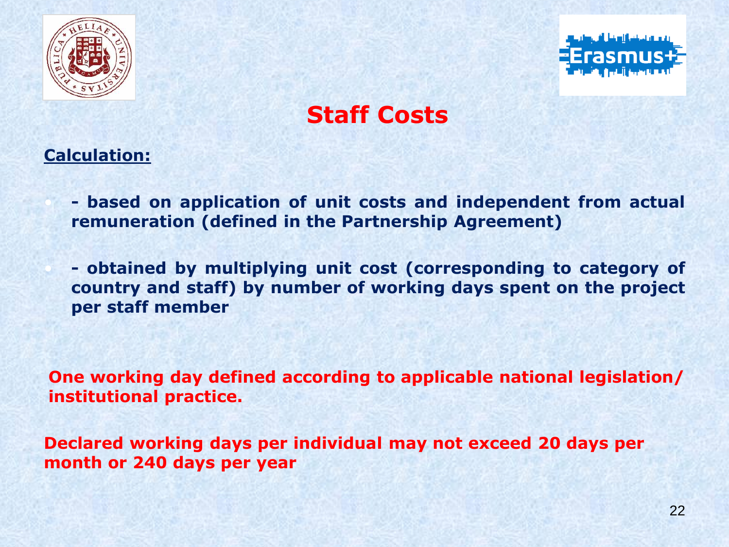# Staff Costs

**Calculation:**

- **- based on application of unit costs and independent from actual remuneration (defined in the Partnership Agreement)**
- **- obtained by multiplying unit cost (corresponding to category of country and staff) by number of working days spent on the project per staff member**

**One working day defined according to applicable national legislation/ institutional practice.**

**Declared working days per individual may not exceed 20 days per month or 240 days per year**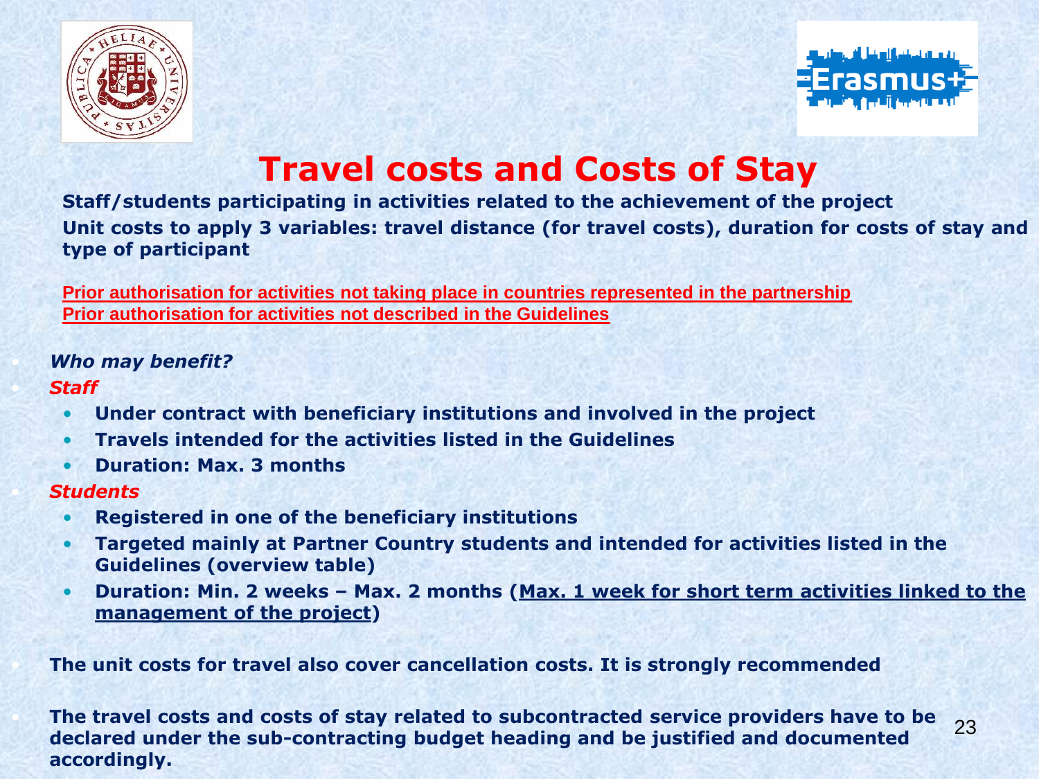# Travel costs and Costs of Stay

**Staff/students participating in activities related to the achievement of the project**

**Unit costs to apply 3 variables: travel distance (for travel costs), duration for costs of stay and type of participant**

**Prior authorisation for activities not taking place in countries represented in the partnership**
**Prior authorisation for activities not described in the Guidelines**

- ***Who may benefit?***
- ***Staff***
  - **Under contract with beneficiary institutions and involved in the project**
  - **Travels intended for the activities listed in the Guidelines**
  - **Duration: Max. 3 months**
- ***Students***
  - **Registered in one of the beneficiary institutions**
  - **Targeted mainly at Partner Country students and intended for activities listed in the Guidelines (overview table)**
  - **Duration: Min. 2 weeks – Max. 2 months (Max. 1 week for short term activities linked to the management of the project)**
- **The unit costs for travel also cover cancellation costs. It is strongly recommended**
- **The travel costs and costs of stay related to subcontracted service providers have to be declared under the sub-contracting budget heading and be justified and documented accordingly.**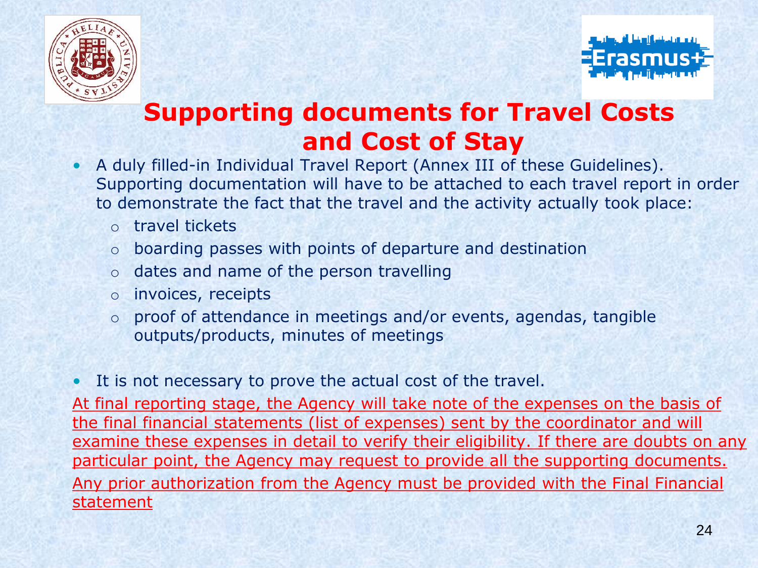# Supporting documents for Travel Costs and Cost of Stay

- A duly filled-in Individual Travel Report (Annex III of these Guidelines). Supporting documentation will have to be attached to each travel report in order to demonstrate the fact that the travel and the activity actually took place:
  - travel tickets
  - boarding passes with points of departure and destination
  - dates and name of the person travelling
  - invoices, receipts
  - proof of attendance in meetings and/or events, agendas, tangible outputs/products, minutes of meetings

- It is not necessary to prove the actual cost of the travel.

<u>At final reporting stage, the Agency will take note of the expenses on the basis of the final financial statements (list of expenses) sent by the coordinator and will examine these expenses in detail to verify their eligibility. If there are doubts on any particular point, the Agency may request to provide all the supporting documents.</u>

<u>Any prior authorization from the Agency must be provided with the Final Financial statement</u>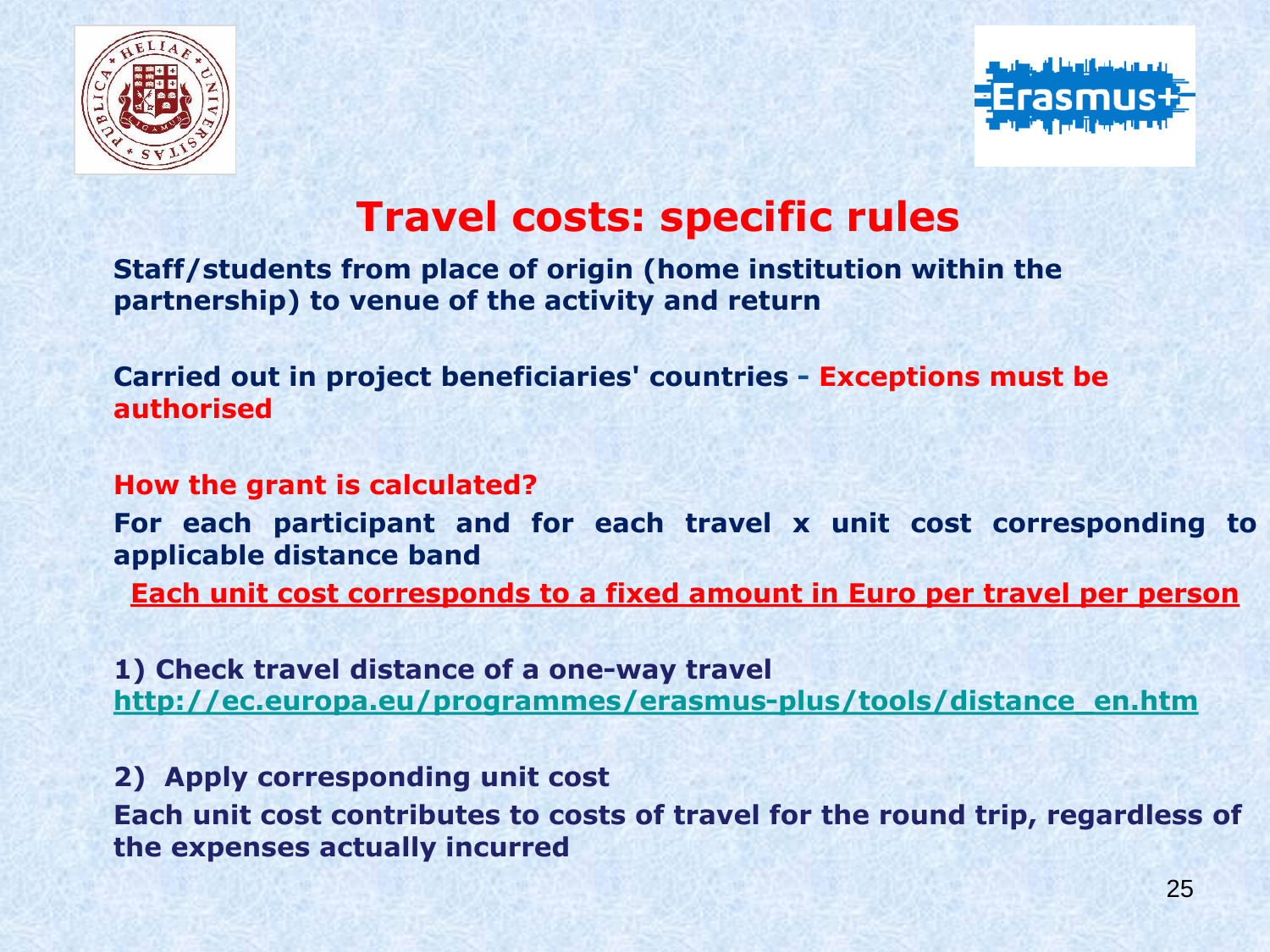# Travel costs: specific rules

**Staff/students from place of origin (home institution within the partnership) to venue of the activity and return**

**Carried out in project beneficiaries' countries - Exceptions must be authorised**

**How the grant is calculated?**

**For each participant and for each travel x unit cost corresponding to applicable distance band**

**Each unit cost corresponds to a fixed amount in Euro per travel per person**

**1) Check travel distance of a one-way travel**
**http://ec.europa.eu/programmes/erasmus-plus/tools/distance_en.htm**

**2) Apply corresponding unit cost**

**Each unit cost contributes to costs of travel for the round trip, regardless of the expenses actually incurred**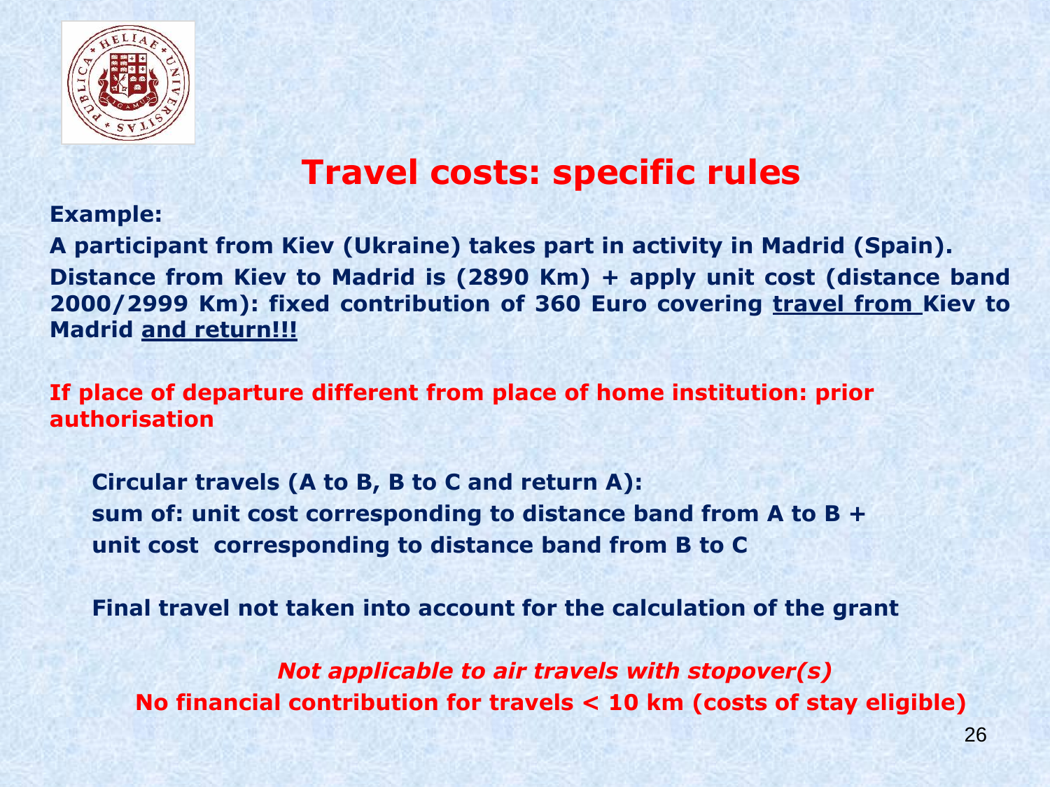# Travel costs: specific rules

**Example:**

**A participant from Kiev (Ukraine) takes part in activity in Madrid (Spain). Distance from Kiev to Madrid is (2890 Km) + apply unit cost (distance band 2000/2999 Km): fixed contribution of 360 Euro covering travel from Kiev to Madrid and return!!!**

**If place of departure different from place of home institution: prior authorisation**

**Circular travels (A to B, B to C and return A):**
**sum of: unit cost corresponding to distance band from A to B + unit cost corresponding to distance band from B to C**

**Final travel not taken into account for the calculation of the grant**

***Not applicable to air travels with stopover(s)***

**No financial contribution for travels < 10 km (costs of stay eligible)**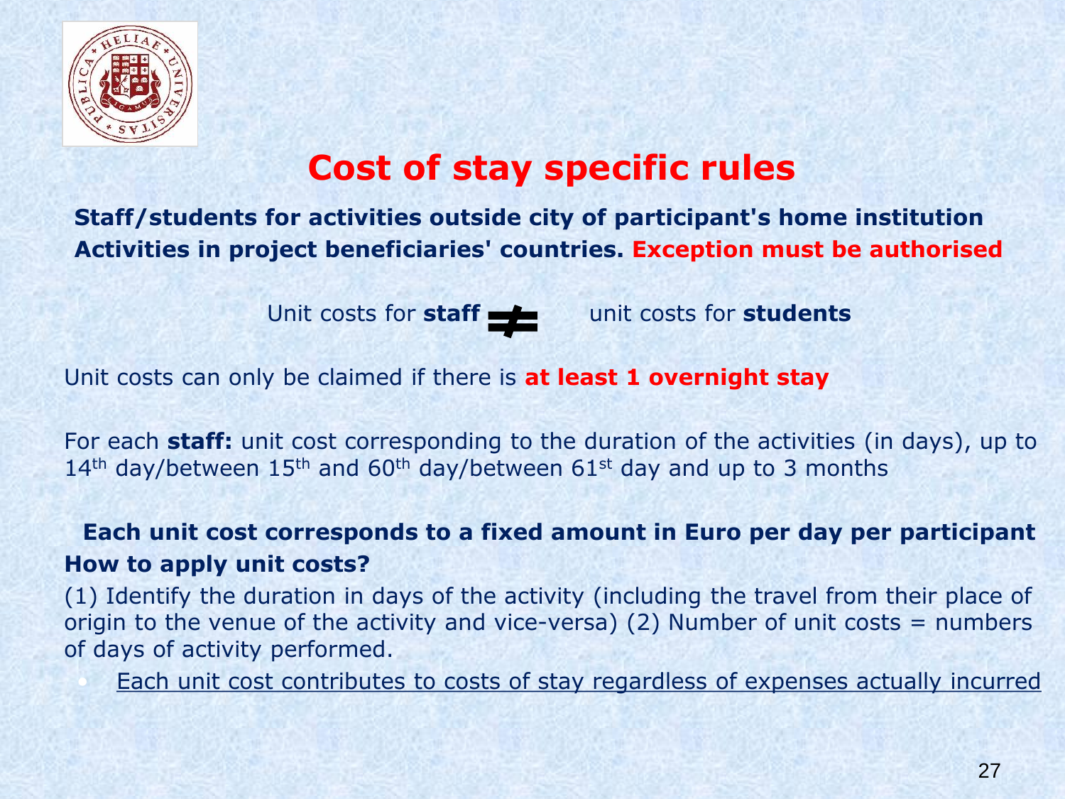# Cost of stay specific rules

**Staff/students for activities outside city of participant's home institution**
**Activities in project beneficiaries' countries. Exception must be authorised**

Unit costs for **staff** ≠ unit costs for **students**

Unit costs can only be claimed if there is **at least 1 overnight stay**

For each **staff:** unit cost corresponding to the duration of the activities (in days), up to 14th day/between 15th and 60th day/between 61st day and up to 3 months

**Each unit cost corresponds to a fixed amount in Euro per day per participant**

**How to apply unit costs?**

(1) Identify the duration in days of the activity (including the travel from their place of origin to the venue of the activity and vice-versa) (2) Number of unit costs = numbers of days of activity performed.

- Each unit cost contributes to costs of stay regardless of expenses actually incurred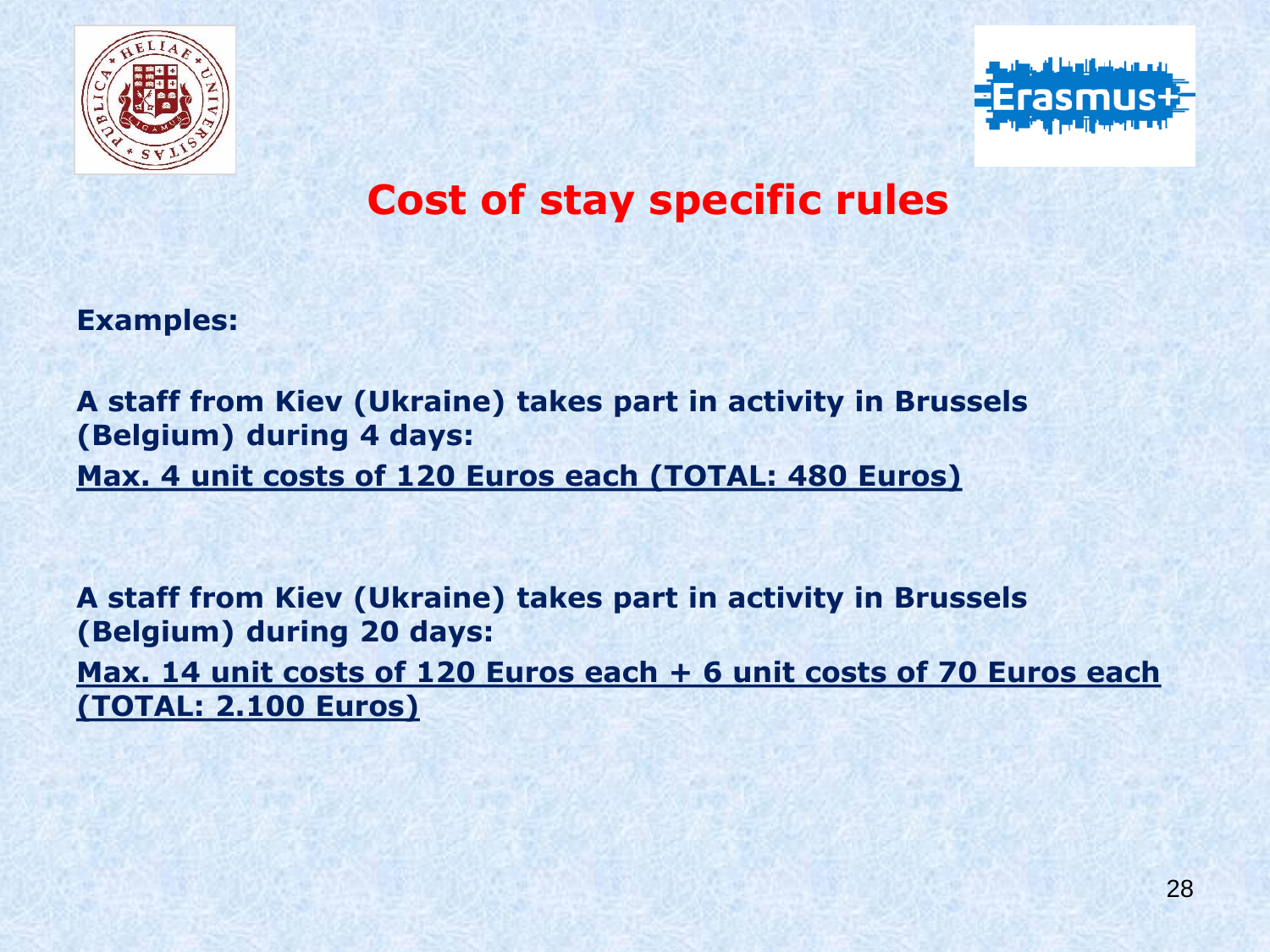# Cost of stay specific rules

**Examples:**

**A staff from Kiev (Ukraine) takes part in activity in Brussels (Belgium) during 4 days:**

**Max. 4 unit costs of 120 Euros each (TOTAL: 480 Euros)**

**A staff from Kiev (Ukraine) takes part in activity in Brussels (Belgium) during 20 days:**

**Max. 14 unit costs of 120 Euros each + 6 unit costs of 70 Euros each (TOTAL: 2.100 Euros)**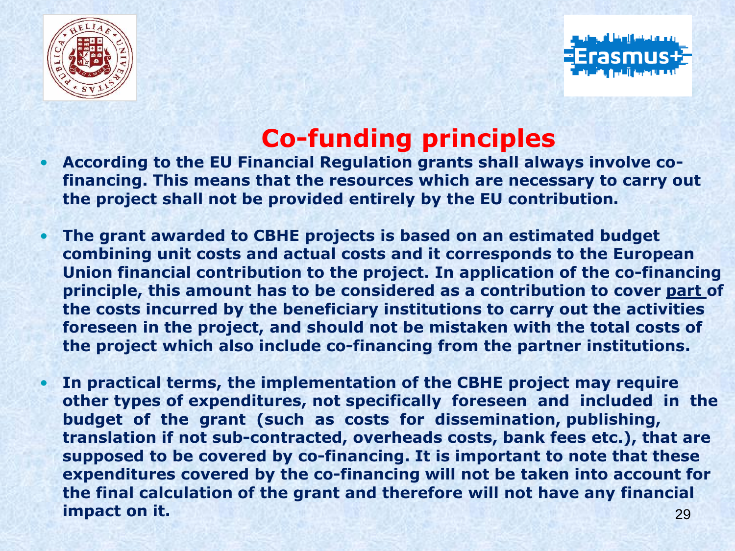# Co-funding principles

- **According to the EU Financial Regulation grants shall always involve co-financing. This means that the resources which are necessary to carry out the project shall not be provided entirely by the EU contribution.**

- **The grant awarded to CBHE projects is based on an estimated budget combining unit costs and actual costs and it corresponds to the European Union financial contribution to the project. In application of the co-financing principle, this amount has to be considered as a contribution to cover part of the costs incurred by the beneficiary institutions to carry out the activities foreseen in the project, and should not be mistaken with the total costs of the project which also include co-financing from the partner institutions.**

- **In practical terms, the implementation of the CBHE project may require other types of expenditures, not specifically foreseen and included in the budget of the grant (such as costs for dissemination, publishing, translation if not sub-contracted, overheads costs, bank fees etc.), that are supposed to be covered by co-financing. It is important to note that these expenditures covered by the co-financing will not be taken into account for the final calculation of the grant and therefore will not have any financial impact on it.**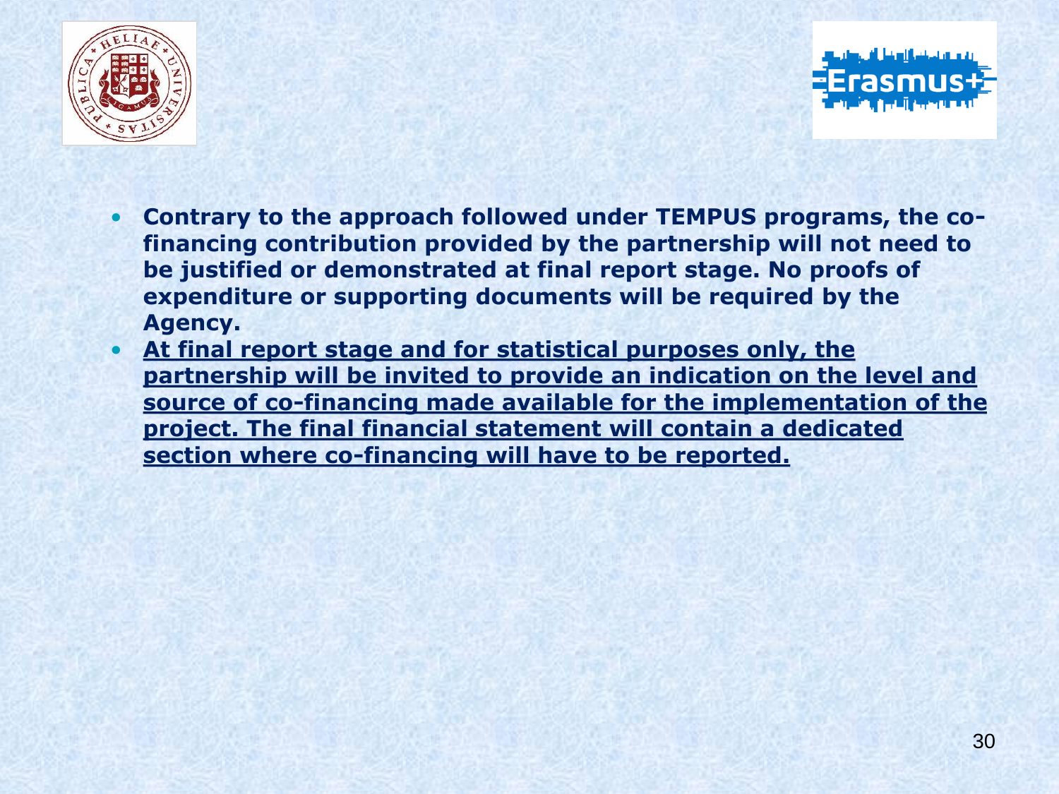- **Contrary to the approach followed under TEMPUS programs, the co-financing contribution provided by the partnership will not need to be justified or demonstrated at final report stage. No proofs of expenditure or supporting documents will be required by the Agency.**
- **<u>At final report stage and for statistical purposes only, the partnership will be invited to provide an indication on the level and source of co-financing made available for the implementation of the project. The final financial statement will contain a dedicated section where co-financing will have to be reported.</u>**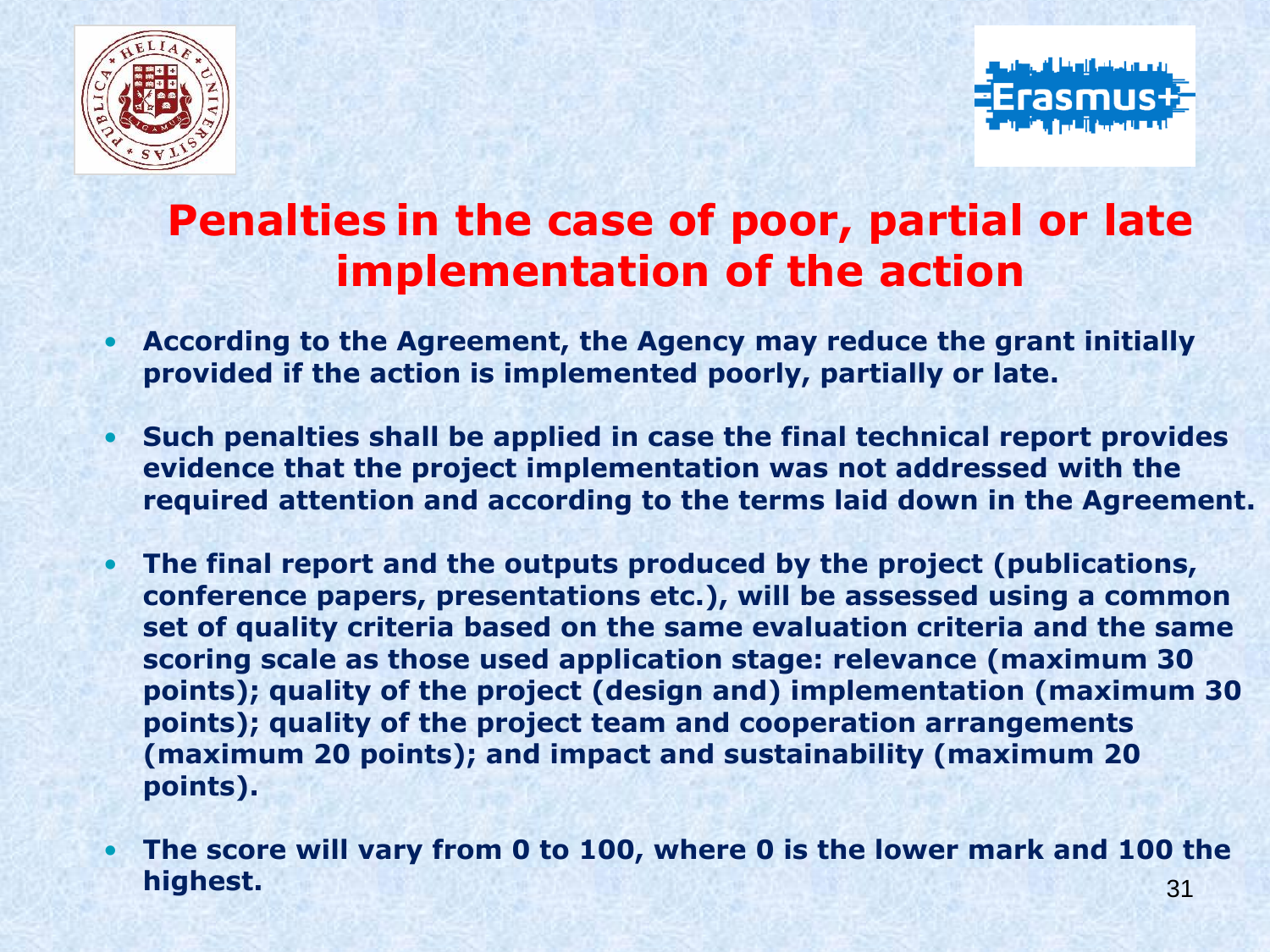# Penalties in the case of poor, partial or late implementation of the action

- **According to the Agreement, the Agency may reduce the grant initially provided if the action is implemented poorly, partially or late.**
- **Such penalties shall be applied in case the final technical report provides evidence that the project implementation was not addressed with the required attention and according to the terms laid down in the Agreement.**
- **The final report and the outputs produced by the project (publications, conference papers, presentations etc.), will be assessed using a common set of quality criteria based on the same evaluation criteria and the same scoring scale as those used application stage: relevance (maximum 30 points); quality of the project (design and) implementation (maximum 30 points); quality of the project team and cooperation arrangements (maximum 20 points); and impact and sustainability (maximum 20 points).**
- **The score will vary from 0 to 100, where 0 is the lower mark and 100 the highest.**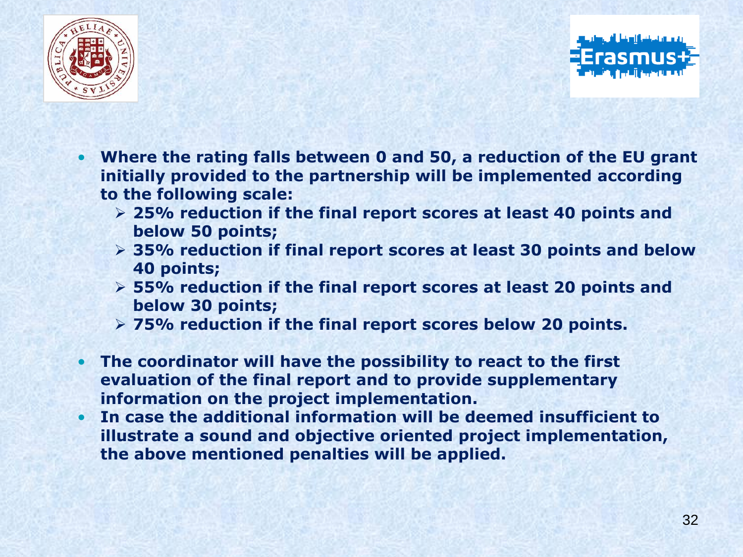- **Where the rating falls between 0 and 50, a reduction of the EU grant initially provided to the partnership will be implemented according to the following scale:**
  - **25% reduction if the final report scores at least 40 points and below 50 points;**
  - **35% reduction if final report scores at least 30 points and below 40 points;**
  - **55% reduction if the final report scores at least 20 points and below 30 points;**
  - **75% reduction if the final report scores below 20 points.**

- **The coordinator will have the possibility to react to the first evaluation of the final report and to provide supplementary information on the project implementation.**
- **In case the additional information will be deemed insufficient to illustrate a sound and objective oriented project implementation, the above mentioned penalties will be applied.**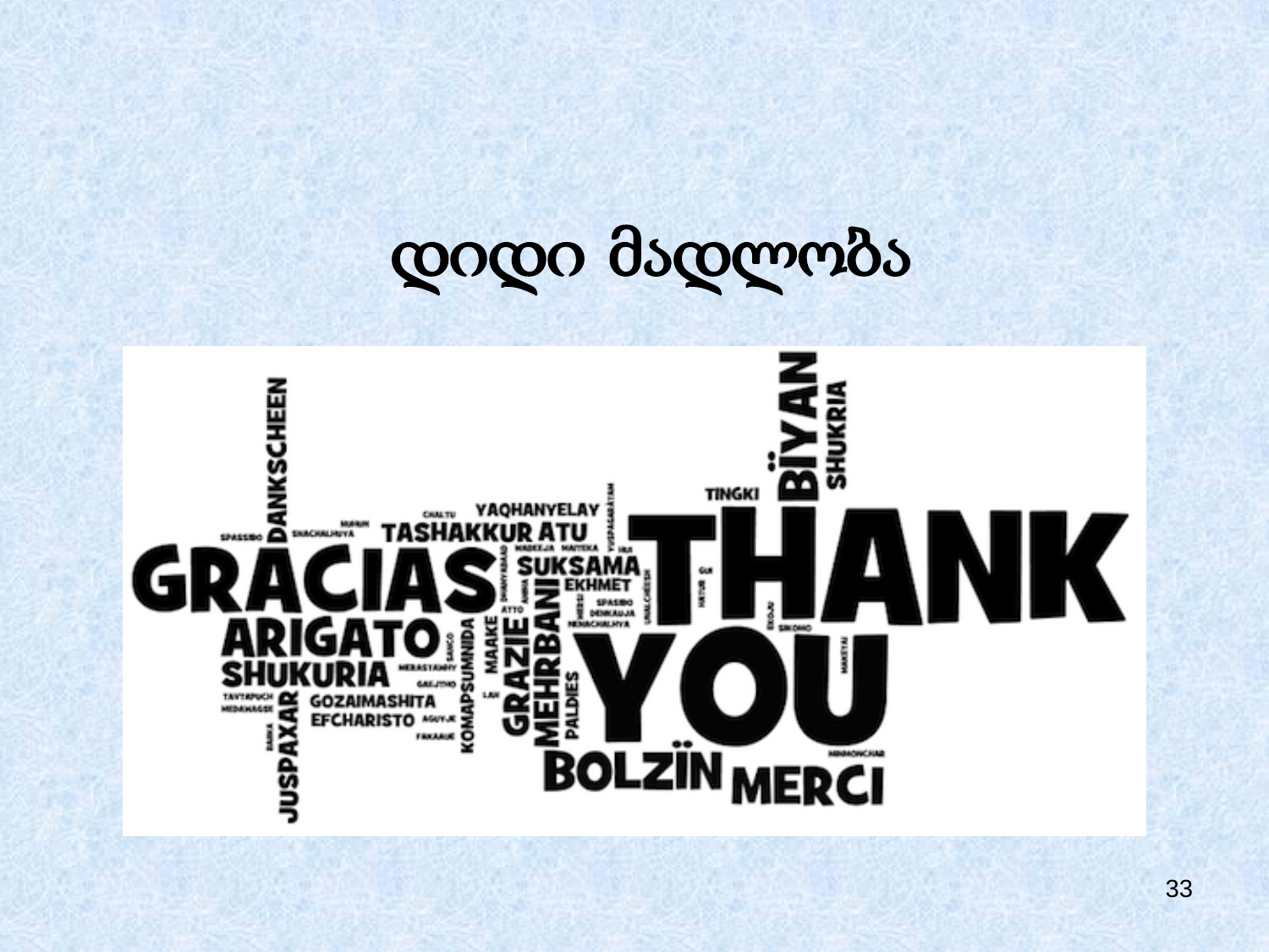# დიდი მადლობა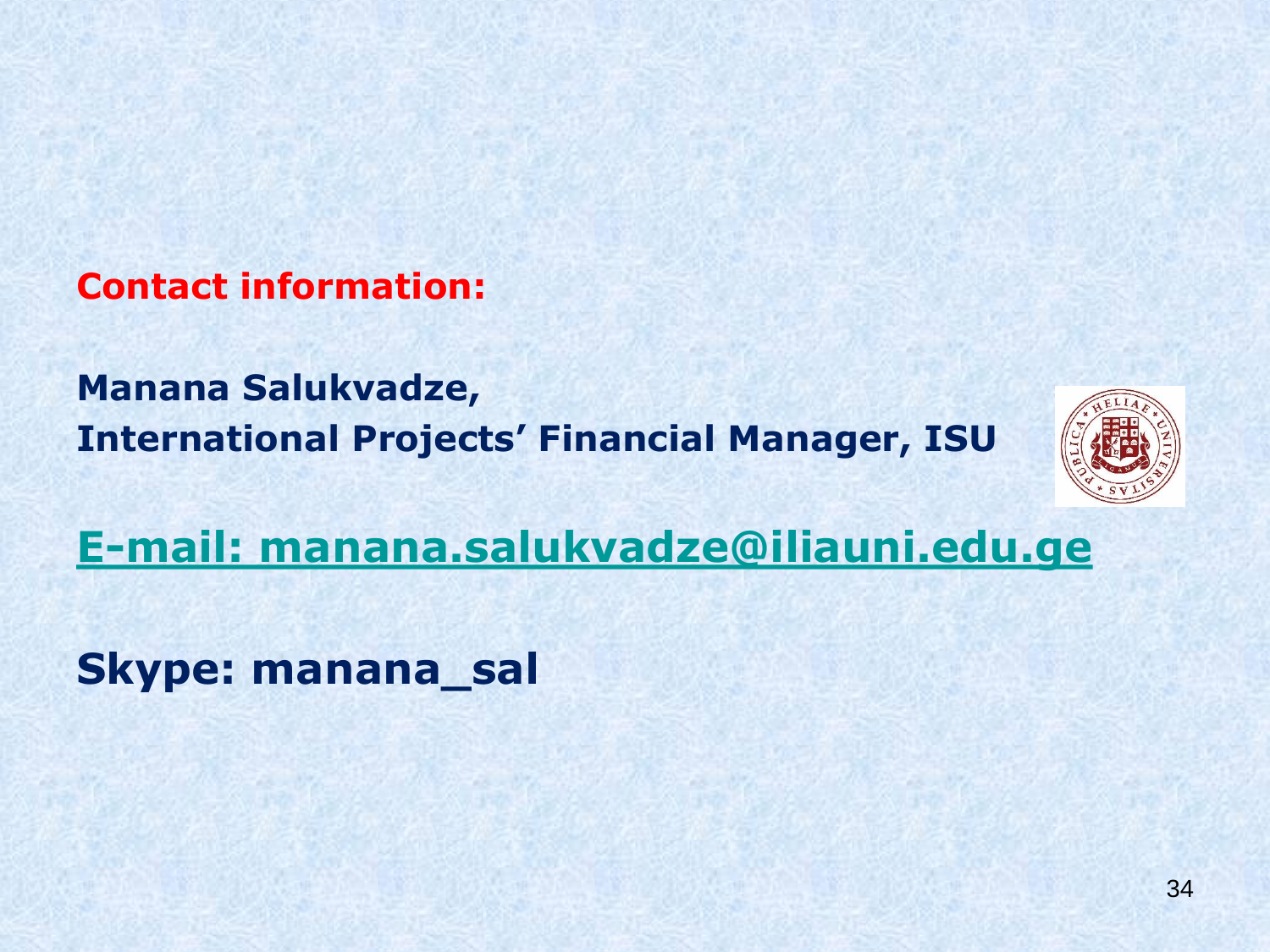**Contact information:**

**Manana Salukvadze,**
**International Projects' Financial Manager, ISU**

**E-mail: manana.salukvadze@iliauni.edu.ge**

**Skype: manana_sal**